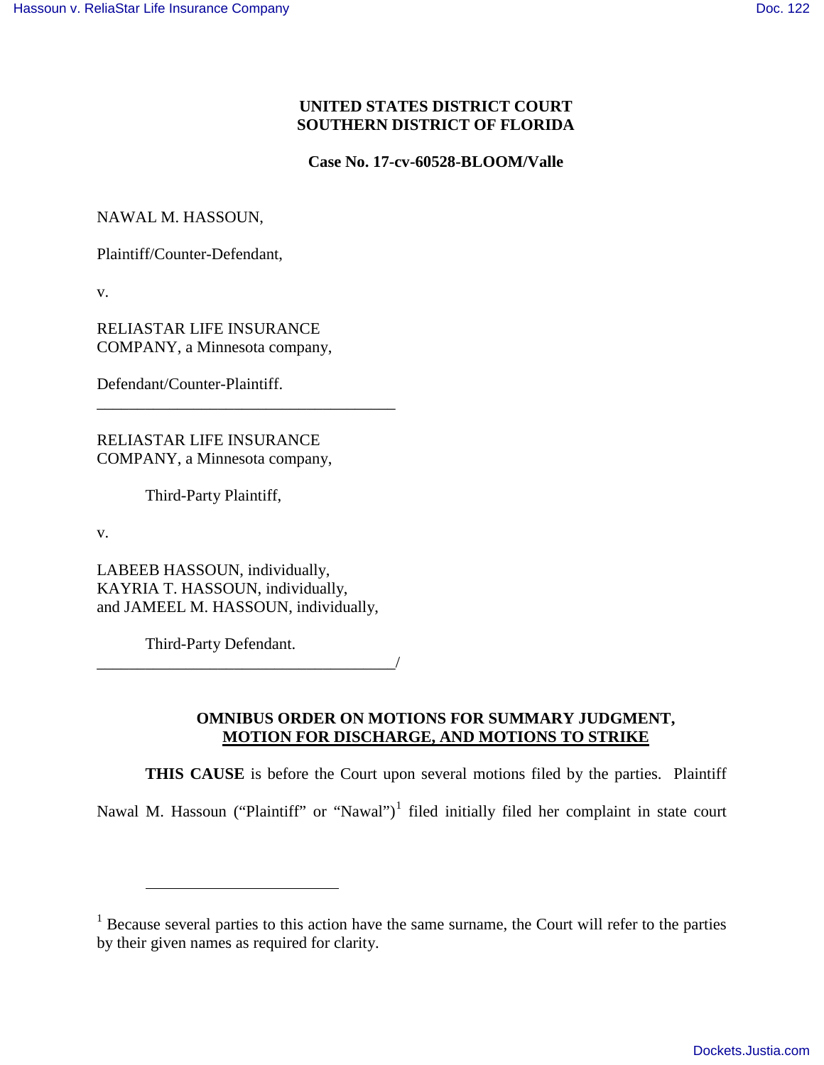**UNITED STATES DISTRICT COURT**
**SOUTHERN DISTRICT OF FLORIDA**

**Case No. 17-cv-60528-BLOOM/Valle**

NAWAL M. HASSOUN,

Plaintiff/Counter-Defendant,

v.

RELIASTAR LIFE INSURANCE COMPANY, a Minnesota company,

Defendant/Counter-Plaintiff.

---

RELIASTAR LIFE INSURANCE COMPANY, a Minnesota company,

Third-Party Plaintiff,

v.

LABEEB HASSOUN, individually, KAYRIA T. HASSOUN, individually, and JAMEEL M. HASSOUN, individually,

Third-Party Defendant.

---

**OMNIBUS ORDER ON MOTIONS FOR SUMMARY JUDGMENT, MOTION FOR DISCHARGE, AND MOTIONS TO STRIKE**

**THIS CAUSE** is before the Court upon several motions filed by the parties. Plaintiff Nawal M. Hassoun ("Plaintiff" or "Nawal")[1] filed initially filed her complaint in state court

---

[1] Because several parties to this action have the same surname, the Court will refer to the parties by their given names as required for clarity.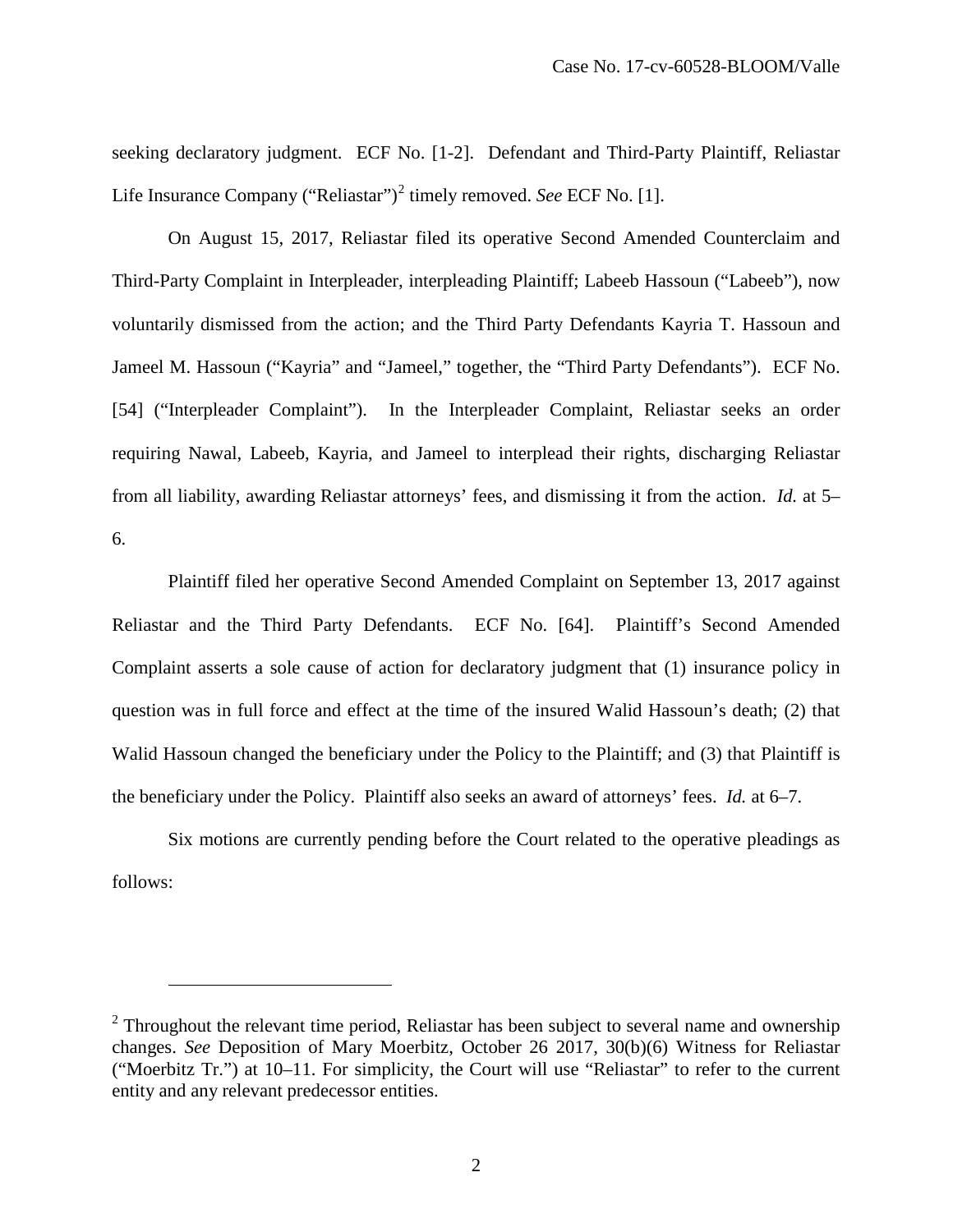seeking declaratory judgment. ECF No. [1-2]. Defendant and Third-Party Plaintiff, Reliastar Life Insurance Company ("Reliastar")[2] timely removed. *See* ECF No. [1].

On August 15, 2017, Reliastar filed its operative Second Amended Counterclaim and Third-Party Complaint in Interpleader, interpleading Plaintiff; Labeeb Hassoun ("Labeeb"), now voluntarily dismissed from the action; and the Third Party Defendants Kayria T. Hassoun and Jameel M. Hassoun ("Kayria" and "Jameel," together, the "Third Party Defendants"). ECF No. [54] ("Interpleader Complaint"). In the Interpleader Complaint, Reliastar seeks an order requiring Nawal, Labeeb, Kayria, and Jameel to interplead their rights, discharging Reliastar from all liability, awarding Reliastar attorneys' fees, and dismissing it from the action. *Id.* at 5–6.

Plaintiff filed her operative Second Amended Complaint on September 13, 2017 against Reliastar and the Third Party Defendants. ECF No. [64]. Plaintiff's Second Amended Complaint asserts a sole cause of action for declaratory judgment that (1) insurance policy in question was in full force and effect at the time of the insured Walid Hassoun's death; (2) that Walid Hassoun changed the beneficiary under the Policy to the Plaintiff; and (3) that Plaintiff is the beneficiary under the Policy. Plaintiff also seeks an award of attorneys' fees. *Id.* at 6–7.

Six motions are currently pending before the Court related to the operative pleadings as follows:

---

[2] Throughout the relevant time period, Reliastar has been subject to several name and ownership changes. *See* Deposition of Mary Moerbitz, October 26 2017, 30(b)(6) Witness for Reliastar ("Moerbitz Tr.") at 10–11. For simplicity, the Court will use "Reliastar" to refer to the current entity and any relevant predecessor entities.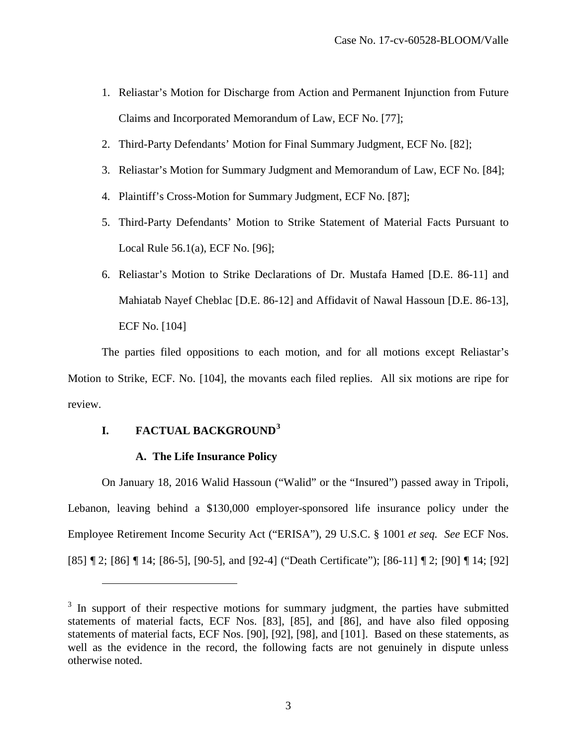1. Reliastar's Motion for Discharge from Action and Permanent Injunction from Future Claims and Incorporated Memorandum of Law, ECF No. [77];
2. Third-Party Defendants' Motion for Final Summary Judgment, ECF No. [82];
3. Reliastar's Motion for Summary Judgment and Memorandum of Law, ECF No. [84];
4. Plaintiff's Cross-Motion for Summary Judgment, ECF No. [87];
5. Third-Party Defendants' Motion to Strike Statement of Material Facts Pursuant to Local Rule 56.1(a), ECF No. [96];
6. Reliastar's Motion to Strike Declarations of Dr. Mustafa Hamed [D.E. 86-11] and Mahiatab Nayef Cheblac [D.E. 86-12] and Affidavit of Nawal Hassoun [D.E. 86-13], ECF No. [104]

The parties filed oppositions to each motion, and for all motions except Reliastar's Motion to Strike, ECF. No. [104], the movants each filed replies. All six motions are ripe for review.

## I. FACTUAL BACKGROUND[3]

### A. The Life Insurance Policy

On January 18, 2016 Walid Hassoun ("Walid" or the "Insured") passed away in Tripoli, Lebanon, leaving behind a $130,000 employer-sponsored life insurance policy under the Employee Retirement Income Security Act ("ERISA"), 29 U.S.C. § 1001 *et seq. See* ECF Nos. [85] ¶ 2; [86] ¶ 14; [86-5], [90-5], and [92-4] ("Death Certificate"); [86-11] ¶ 2; [90] ¶ 14; [92]

---

[3] In support of their respective motions for summary judgment, the parties have submitted statements of material facts, ECF Nos. [83], [85], and [86], and have also filed opposing statements of material facts, ECF Nos. [90], [92], [98], and [101]. Based on these statements, as well as the evidence in the record, the following facts are not genuinely in dispute unless otherwise noted.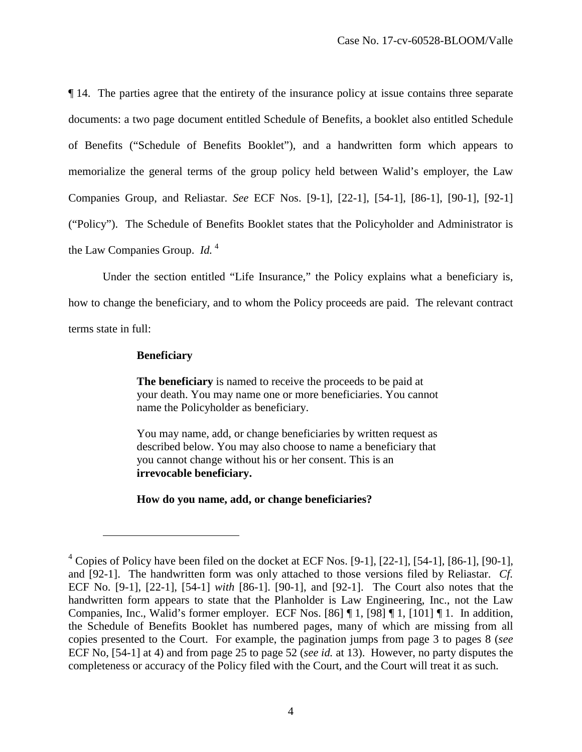¶ 14. The parties agree that the entirety of the insurance policy at issue contains three separate documents: a two page document entitled Schedule of Benefits, a booklet also entitled Schedule of Benefits ("Schedule of Benefits Booklet"), and a handwritten form which appears to memorialize the general terms of the group policy held between Walid's employer, the Law Companies Group, and Reliastar. *See* ECF Nos. [9-1], [22-1], [54-1], [86-1], [90-1], [92-1] ("Policy"). The Schedule of Benefits Booklet states that the Policyholder and Administrator is the Law Companies Group. *Id.* [4]

Under the section entitled "Life Insurance," the Policy explains what a beneficiary is, how to change the beneficiary, and to whom the Policy proceeds are paid. The relevant contract terms state in full:

> **Beneficiary**
>
> **The beneficiary** is named to receive the proceeds to be paid at your death. You may name one or more beneficiaries. You cannot name the Policyholder as beneficiary.
>
> You may name, add, or change beneficiaries by written request as described below. You may also choose to name a beneficiary that you cannot change without his or her consent. This is an **irrevocable beneficiary.**
>
> **How do you name, add, or change beneficiaries?**

---

[4] Copies of Policy have been filed on the docket at ECF Nos. [9-1], [22-1], [54-1], [86-1], [90-1], and [92-1]. The handwritten form was only attached to those versions filed by Reliastar. *Cf.* ECF No. [9-1], [22-1], [54-1] *with* [86-1]. [90-1], and [92-1]. The Court also notes that the handwritten form appears to state that the Planholder is Law Engineering, Inc., not the Law Companies, Inc., Walid's former employer. ECF Nos. [86] ¶ 1, [98] ¶ 1, [101] ¶ 1. In addition, the Schedule of Benefits Booklet has numbered pages, many of which are missing from all copies presented to the Court. For example, the pagination jumps from page 3 to pages 8 (*see* ECF No, [54-1] at 4) and from page 25 to page 52 (*see id.* at 13). However, no party disputes the completeness or accuracy of the Policy filed with the Court, and the Court will treat it as such.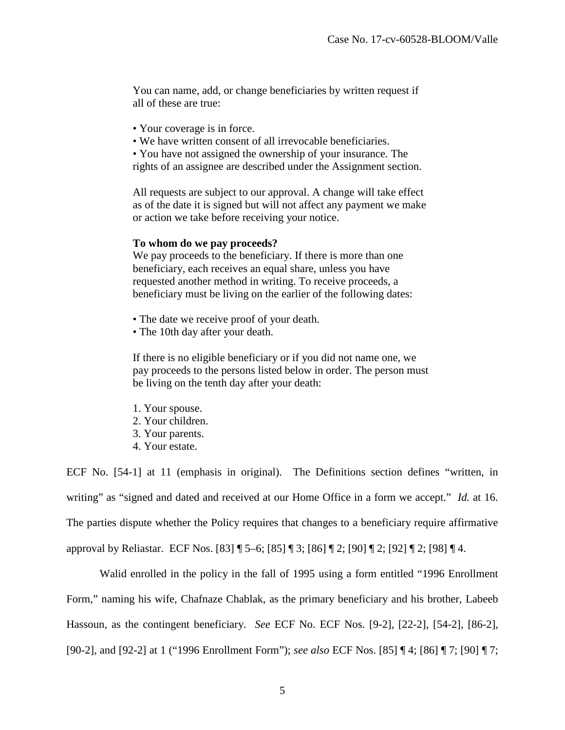> You can name, add, or change beneficiaries by written request if all of these are true:
>
> • Your coverage is in force.
> • We have written consent of all irrevocable beneficiaries.
> • You have not assigned the ownership of your insurance. The rights of an assignee are described under the Assignment section.
>
> All requests are subject to our approval. A change will take effect as of the date it is signed but will not affect any payment we make or action we take before receiving your notice.
>
> **To whom do we pay proceeds?**
> We pay proceeds to the beneficiary. If there is more than one beneficiary, each receives an equal share, unless you have requested another method in writing. To receive proceeds, a beneficiary must be living on the earlier of the following dates:
>
> • The date we receive proof of your death.
> • The 10th day after your death.
>
> If there is no eligible beneficiary or if you did not name one, we pay proceeds to the persons listed below in order. The person must be living on the tenth day after your death:
>
> 1. Your spouse.
> 2. Your children.
> 3. Your parents.
> 4. Your estate.

ECF No. [54-1] at 11 (emphasis in original). The Definitions section defines "written, in writing" as "signed and dated and received at our Home Office in a form we accept." *Id.* at 16. The parties dispute whether the Policy requires that changes to a beneficiary require affirmative approval by Reliastar. ECF Nos. [83] ¶ 5–6; [85] ¶ 3; [86] ¶ 2; [90] ¶ 2; [92] ¶ 2; [98] ¶ 4.

Walid enrolled in the policy in the fall of 1995 using a form entitled "1996 Enrollment Form," naming his wife, Chafnaze Chablak, as the primary beneficiary and his brother, Labeeb Hassoun, as the contingent beneficiary. *See* ECF No. ECF Nos. [9-2], [22-2], [54-2], [86-2], [90-2], and [92-2] at 1 ("1996 Enrollment Form"); *see also* ECF Nos. [85] ¶ 4; [86] ¶ 7; [90] ¶ 7;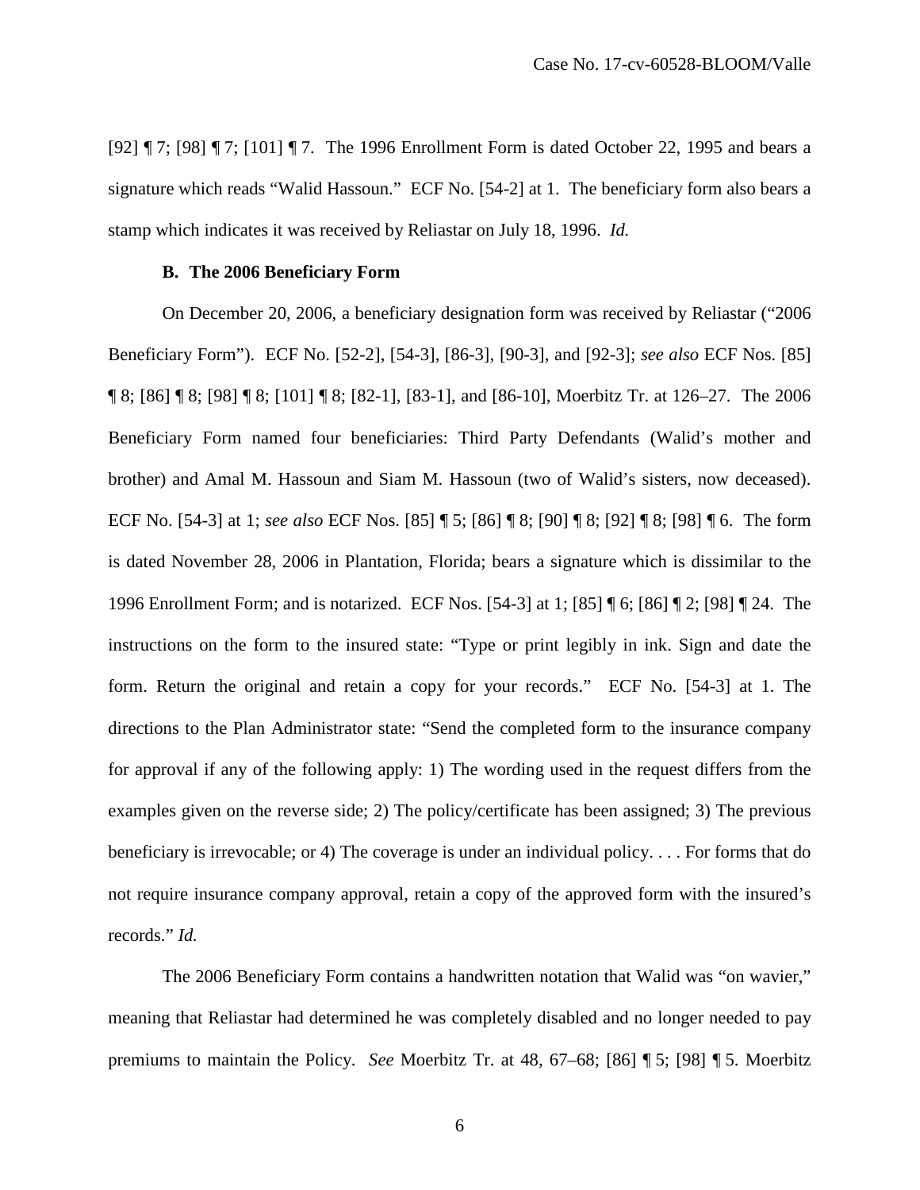[92] ¶ 7; [98] ¶ 7; [101] ¶ 7. The 1996 Enrollment Form is dated October 22, 1995 and bears a signature which reads "Walid Hassoun." ECF No. [54-2] at 1. The beneficiary form also bears a stamp which indicates it was received by Reliastar on July 18, 1996. *Id.*

**B. The 2006 Beneficiary Form**

On December 20, 2006, a beneficiary designation form was received by Reliastar ("2006 Beneficiary Form"). ECF No. [52-2], [54-3], [86-3], [90-3], and [92-3]; *see also* ECF Nos. [85] ¶ 8; [86] ¶ 8; [98] ¶ 8; [101] ¶ 8; [82-1], [83-1], and [86-10], Moerbitz Tr. at 126–27. The 2006 Beneficiary Form named four beneficiaries: Third Party Defendants (Walid's mother and brother) and Amal M. Hassoun and Siam M. Hassoun (two of Walid's sisters, now deceased). ECF No. [54-3] at 1; *see also* ECF Nos. [85] ¶ 5; [86] ¶ 8; [90] ¶ 8; [92] ¶ 8; [98] ¶ 6. The form is dated November 28, 2006 in Plantation, Florida; bears a signature which is dissimilar to the 1996 Enrollment Form; and is notarized. ECF Nos. [54-3] at 1; [85] ¶ 6; [86] ¶ 2; [98] ¶ 24. The instructions on the form to the insured state: "Type or print legibly in ink. Sign and date the form. Return the original and retain a copy for your records." ECF No. [54-3] at 1. The directions to the Plan Administrator state: "Send the completed form to the insurance company for approval if any of the following apply: 1) The wording used in the request differs from the examples given on the reverse side; 2) The policy/certificate has been assigned; 3) The previous beneficiary is irrevocable; or 4) The coverage is under an individual policy. . . . For forms that do not require insurance company approval, retain a copy of the approved form with the insured's records." *Id.*

The 2006 Beneficiary Form contains a handwritten notation that Walid was "on wavier," meaning that Reliastar had determined he was completely disabled and no longer needed to pay premiums to maintain the Policy. *See* Moerbitz Tr. at 48, 67–68; [86] ¶ 5; [98] ¶ 5. Moerbitz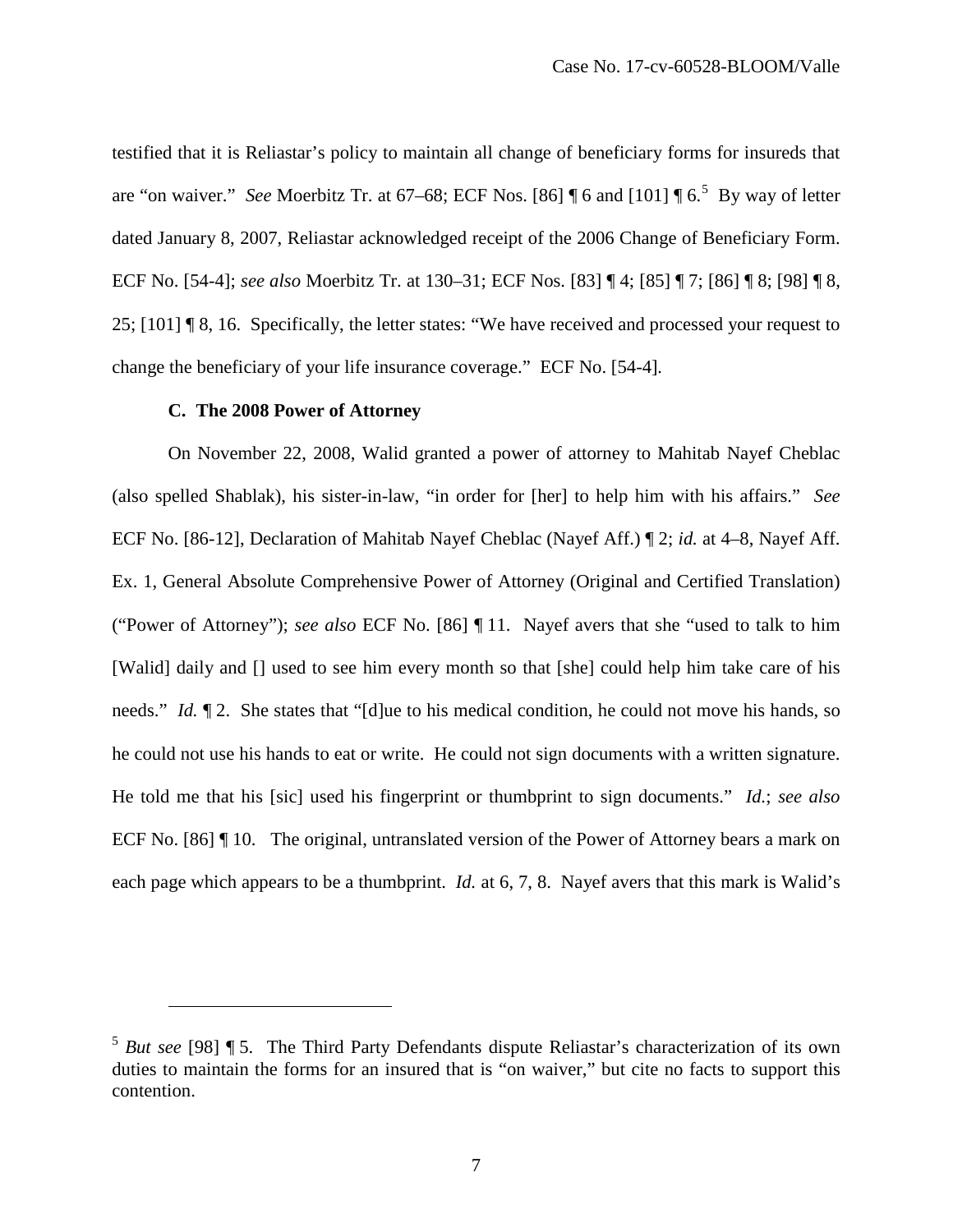testified that it is Reliastar's policy to maintain all change of beneficiary forms for insureds that are "on waiver." *See* Moerbitz Tr. at 67–68; ECF Nos. [86] ¶ 6 and [101] ¶ 6.[5] By way of letter dated January 8, 2007, Reliastar acknowledged receipt of the 2006 Change of Beneficiary Form. ECF No. [54-4]; *see also* Moerbitz Tr. at 130–31; ECF Nos. [83] ¶ 4; [85] ¶ 7; [86] ¶ 8; [98] ¶ 8, 25; [101] ¶ 8, 16. Specifically, the letter states: "We have received and processed your request to change the beneficiary of your life insurance coverage." ECF No. [54-4].

### C. The 2008 Power of Attorney

On November 22, 2008, Walid granted a power of attorney to Mahitab Nayef Cheblac (also spelled Shablak), his sister-in-law, "in order for [her] to help him with his affairs." *See* ECF No. [86-12], Declaration of Mahitab Nayef Cheblac (Nayef Aff.) ¶ 2; *id.* at 4–8, Nayef Aff. Ex. 1, General Absolute Comprehensive Power of Attorney (Original and Certified Translation) ("Power of Attorney"); *see also* ECF No. [86] ¶ 11. Nayef avers that she "used to talk to him [Walid] daily and [] used to see him every month so that [she] could help him take care of his needs." *Id.* ¶ 2. She states that "[d]ue to his medical condition, he could not move his hands, so he could not use his hands to eat or write. He could not sign documents with a written signature. He told me that his [sic] used his fingerprint or thumbprint to sign documents." *Id.*; *see also* ECF No. [86] ¶ 10. The original, untranslated version of the Power of Attorney bears a mark on each page which appears to be a thumbprint. *Id.* at 6, 7, 8. Nayef avers that this mark is Walid's

---

[5] *But see* [98] ¶ 5. The Third Party Defendants dispute Reliastar's characterization of its own duties to maintain the forms for an insured that is "on waiver," but cite no facts to support this contention.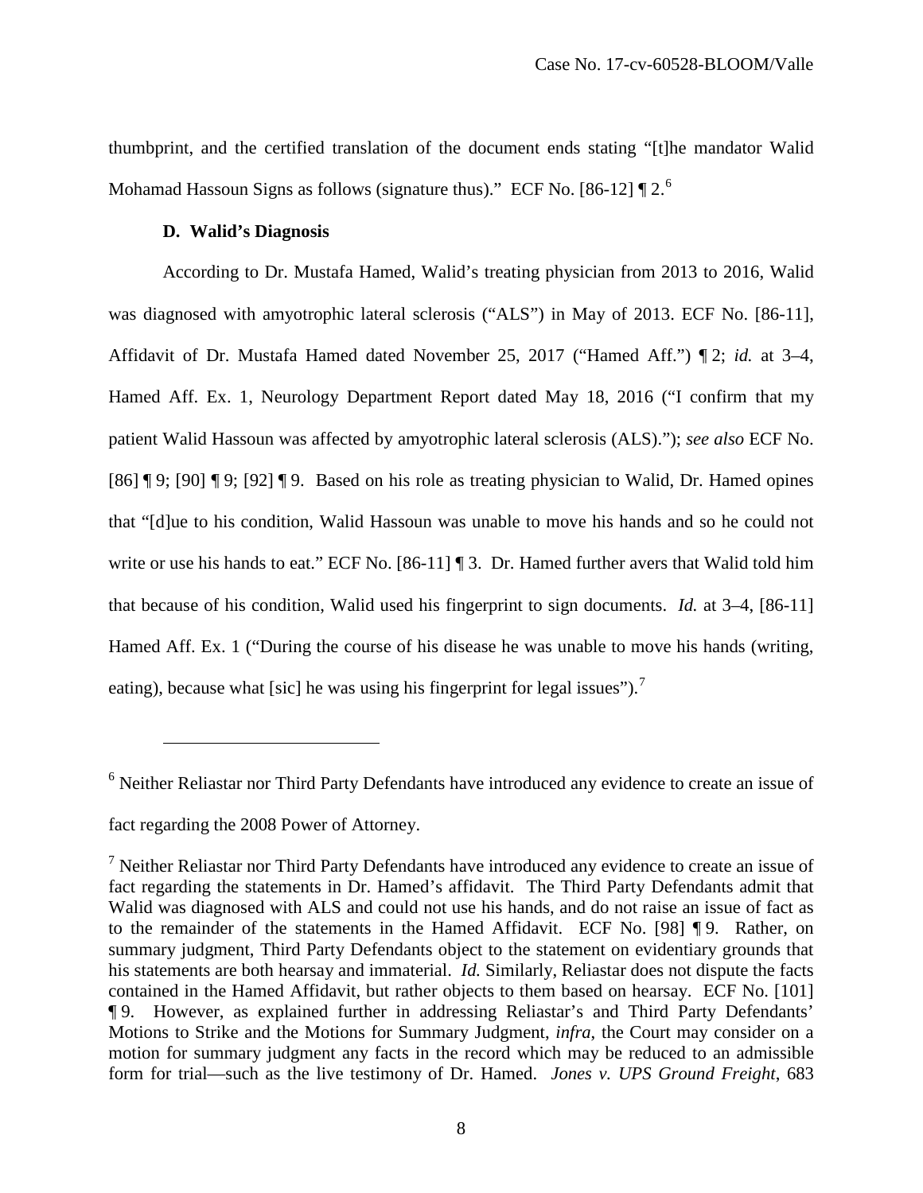thumbprint, and the certified translation of the document ends stating "[t]he mandator Walid Mohamad Hassoun Signs as follows (signature thus)." ECF No. [86-12] ¶ 2.[6]

### D. Walid's Diagnosis

According to Dr. Mustafa Hamed, Walid's treating physician from 2013 to 2016, Walid was diagnosed with amyotrophic lateral sclerosis ("ALS") in May of 2013. ECF No. [86-11], Affidavit of Dr. Mustafa Hamed dated November 25, 2017 ("Hamed Aff.") ¶ 2; *id.* at 3–4, Hamed Aff. Ex. 1, Neurology Department Report dated May 18, 2016 ("I confirm that my patient Walid Hassoun was affected by amyotrophic lateral sclerosis (ALS)."); *see also* ECF No. [86] ¶ 9; [90] ¶ 9; [92] ¶ 9. Based on his role as treating physician to Walid, Dr. Hamed opines that "[d]ue to his condition, Walid Hassoun was unable to move his hands and so he could not write or use his hands to eat." ECF No. [86-11] ¶ 3. Dr. Hamed further avers that Walid told him that because of his condition, Walid used his fingerprint to sign documents. *Id.* at 3–4, [86-11] Hamed Aff. Ex. 1 ("During the course of his disease he was unable to move his hands (writing, eating), because what [sic] he was using his fingerprint for legal issues").[7]

---

[6] Neither Reliastar nor Third Party Defendants have introduced any evidence to create an issue of fact regarding the 2008 Power of Attorney.

[7] Neither Reliastar nor Third Party Defendants have introduced any evidence to create an issue of fact regarding the statements in Dr. Hamed's affidavit. The Third Party Defendants admit that Walid was diagnosed with ALS and could not use his hands, and do not raise an issue of fact as to the remainder of the statements in the Hamed Affidavit. ECF No. [98] ¶ 9. Rather, on summary judgment, Third Party Defendants object to the statement on evidentiary grounds that his statements are both hearsay and immaterial. *Id.* Similarly, Reliastar does not dispute the facts contained in the Hamed Affidavit, but rather objects to them based on hearsay. ECF No. [101] ¶ 9. However, as explained further in addressing Reliastar's and Third Party Defendants' Motions to Strike and the Motions for Summary Judgment, *infra*, the Court may consider on a motion for summary judgment any facts in the record which may be reduced to an admissible form for trial—such as the live testimony of Dr. Hamed. *Jones v. UPS Ground Freight*, 683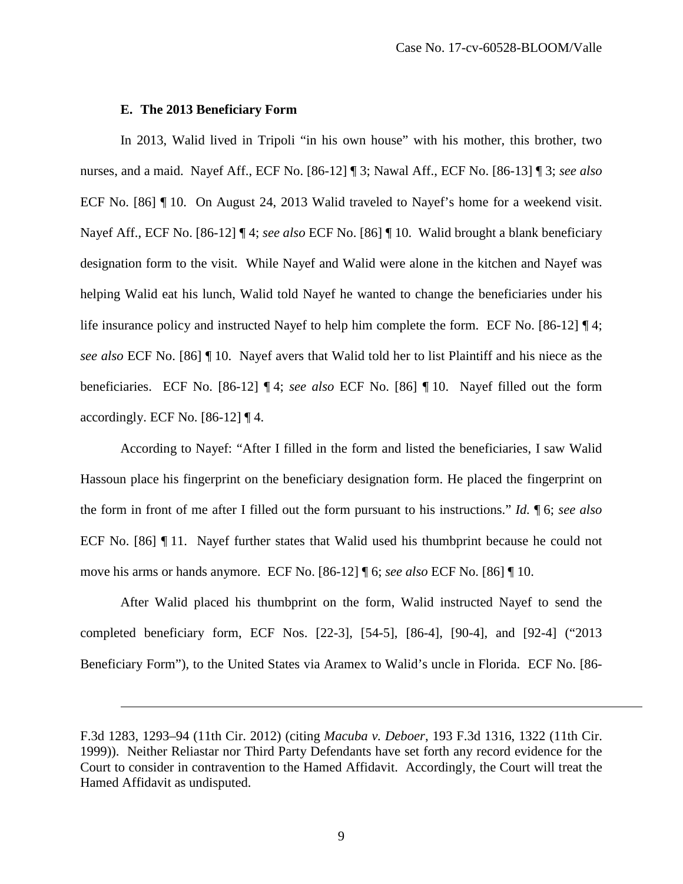### E. The 2013 Beneficiary Form

In 2013, Walid lived in Tripoli "in his own house" with his mother, this brother, two nurses, and a maid. Nayef Aff., ECF No. [86-12] ¶ 3; Nawal Aff., ECF No. [86-13] ¶ 3; *see also* ECF No. [86] ¶ 10. On August 24, 2013 Walid traveled to Nayef's home for a weekend visit. Nayef Aff., ECF No. [86-12] ¶ 4; *see also* ECF No. [86] ¶ 10. Walid brought a blank beneficiary designation form to the visit. While Nayef and Walid were alone in the kitchen and Nayef was helping Walid eat his lunch, Walid told Nayef he wanted to change the beneficiaries under his life insurance policy and instructed Nayef to help him complete the form. ECF No. [86-12] ¶ 4; *see also* ECF No. [86] ¶ 10. Nayef avers that Walid told her to list Plaintiff and his niece as the beneficiaries. ECF No. [86-12] ¶ 4; *see also* ECF No. [86] ¶ 10. Nayef filled out the form accordingly. ECF No. [86-12] ¶ 4.

According to Nayef: "After I filled in the form and listed the beneficiaries, I saw Walid Hassoun place his fingerprint on the beneficiary designation form. He placed the fingerprint on the form in front of me after I filled out the form pursuant to his instructions." *Id.* ¶ 6; *see also* ECF No. [86] ¶ 11. Nayef further states that Walid used his thumbprint because he could not move his arms or hands anymore. ECF No. [86-12] ¶ 6; *see also* ECF No. [86] ¶ 10.

After Walid placed his thumbprint on the form, Walid instructed Nayef to send the completed beneficiary form, ECF Nos. [22-3], [54-5], [86-4], [90-4], and [92-4] ("2013 Beneficiary Form"), to the United States via Aramex to Walid's uncle in Florida. ECF No. [86-

---

F.3d 1283, 1293–94 (11th Cir. 2012) (citing *Macuba v. Deboer*, 193 F.3d 1316, 1322 (11th Cir. 1999)). Neither Reliastar nor Third Party Defendants have set forth any record evidence for the Court to consider in contravention to the Hamed Affidavit. Accordingly, the Court will treat the Hamed Affidavit as undisputed.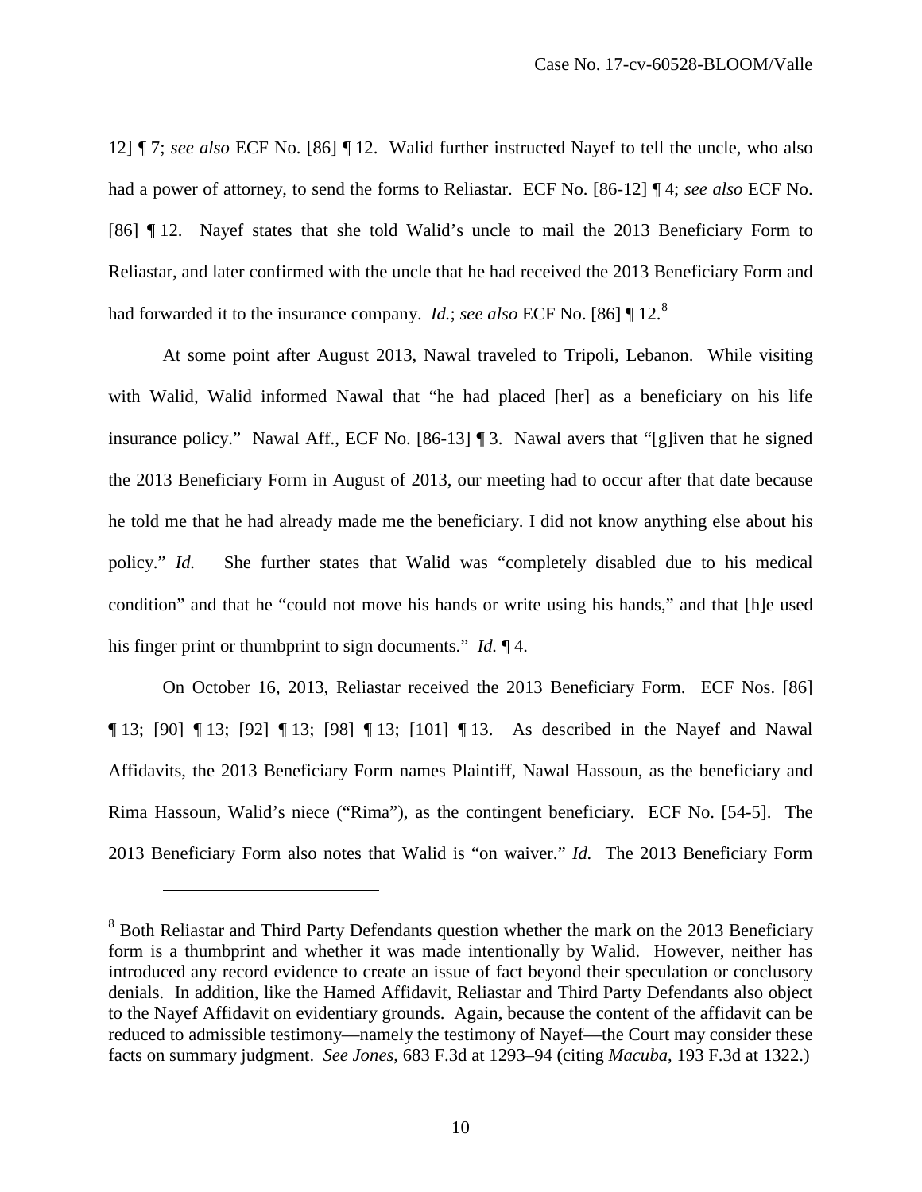12] ¶ 7; *see also* ECF No. [86] ¶ 12. Walid further instructed Nayef to tell the uncle, who also had a power of attorney, to send the forms to Reliastar. ECF No. [86-12] ¶ 4; *see also* ECF No. [86] ¶ 12. Nayef states that she told Walid's uncle to mail the 2013 Beneficiary Form to Reliastar, and later confirmed with the uncle that he had received the 2013 Beneficiary Form and had forwarded it to the insurance company. *Id.*; *see also* ECF No. [86] ¶ 12.[8]

At some point after August 2013, Nawal traveled to Tripoli, Lebanon. While visiting with Walid, Walid informed Nawal that "he had placed [her] as a beneficiary on his life insurance policy." Nawal Aff., ECF No. [86-13] ¶ 3. Nawal avers that "[g]iven that he signed the 2013 Beneficiary Form in August of 2013, our meeting had to occur after that date because he told me that he had already made me the beneficiary. I did not know anything else about his policy." *Id.* She further states that Walid was "completely disabled due to his medical condition" and that he "could not move his hands or write using his hands," and that [h]e used his finger print or thumbprint to sign documents." *Id.* ¶ 4.

On October 16, 2013, Reliastar received the 2013 Beneficiary Form. ECF Nos. [86] ¶ 13; [90] ¶ 13; [92] ¶ 13; [98] ¶ 13; [101] ¶ 13. As described in the Nayef and Nawal Affidavits, the 2013 Beneficiary Form names Plaintiff, Nawal Hassoun, as the beneficiary and Rima Hassoun, Walid's niece ("Rima"), as the contingent beneficiary. ECF No. [54-5]. The 2013 Beneficiary Form also notes that Walid is "on waiver." *Id.* The 2013 Beneficiary Form

---

[8] Both Reliastar and Third Party Defendants question whether the mark on the 2013 Beneficiary form is a thumbprint and whether it was made intentionally by Walid. However, neither has introduced any record evidence to create an issue of fact beyond their speculation or conclusory denials. In addition, like the Hamed Affidavit, Reliastar and Third Party Defendants also object to the Nayef Affidavit on evidentiary grounds. Again, because the content of the affidavit can be reduced to admissible testimony—namely the testimony of Nayef—the Court may consider these facts on summary judgment. *See Jones*, 683 F.3d at 1293–94 (citing *Macuba*, 193 F.3d at 1322.)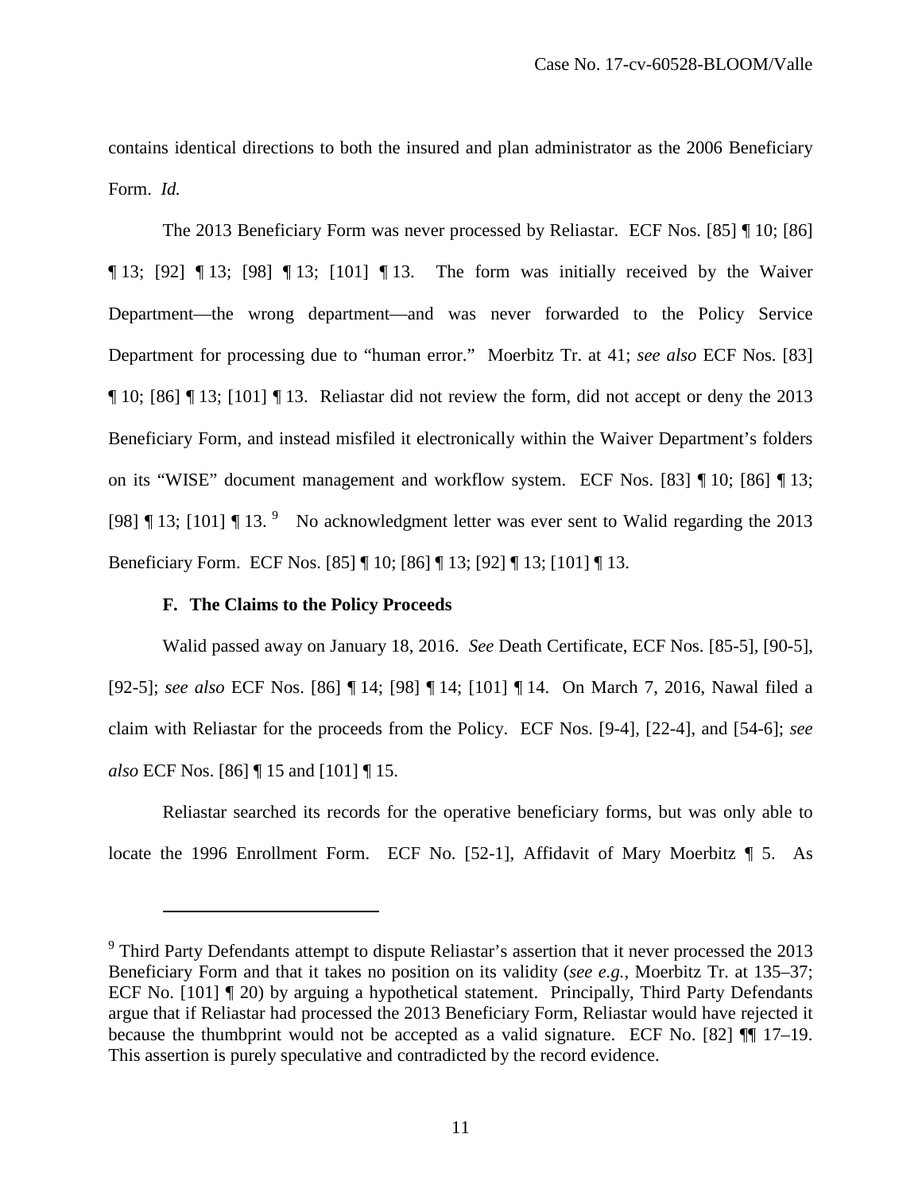contains identical directions to both the insured and plan administrator as the 2006 Beneficiary Form. *Id.*

The 2013 Beneficiary Form was never processed by Reliastar. ECF Nos. [85] ¶ 10; [86] ¶ 13; [92] ¶ 13; [98] ¶ 13; [101] ¶ 13. The form was initially received by the Waiver Department—the wrong department—and was never forwarded to the Policy Service Department for processing due to "human error." Moerbitz Tr. at 41; *see also* ECF Nos. [83] ¶ 10; [86] ¶ 13; [101] ¶ 13. Reliastar did not review the form, did not accept or deny the 2013 Beneficiary Form, and instead misfiled it electronically within the Waiver Department's folders on its "WISE" document management and workflow system. ECF Nos. [83] ¶ 10; [86] ¶ 13; [98] ¶ 13; [101] ¶ 13.[9] No acknowledgment letter was ever sent to Walid regarding the 2013 Beneficiary Form. ECF Nos. [85] ¶ 10; [86] ¶ 13; [92] ¶ 13; [101] ¶ 13.

### F. The Claims to the Policy Proceeds

Walid passed away on January 18, 2016. *See* Death Certificate, ECF Nos. [85-5], [90-5], [92-5]; *see also* ECF Nos. [86] ¶ 14; [98] ¶ 14; [101] ¶ 14. On March 7, 2016, Nawal filed a claim with Reliastar for the proceeds from the Policy. ECF Nos. [9-4], [22-4], and [54-6]; *see also* ECF Nos. [86] ¶ 15 and [101] ¶ 15.

Reliastar searched its records for the operative beneficiary forms, but was only able to locate the 1996 Enrollment Form. ECF No. [52-1], Affidavit of Mary Moerbitz ¶ 5. As

---

[9] Third Party Defendants attempt to dispute Reliastar's assertion that it never processed the 2013 Beneficiary Form and that it takes no position on its validity (*see e.g.*, Moerbitz Tr. at 135–37; ECF No. [101] ¶ 20) by arguing a hypothetical statement. Principally, Third Party Defendants argue that if Reliastar had processed the 2013 Beneficiary Form, Reliastar would have rejected it because the thumbprint would not be accepted as a valid signature. ECF No. [82] ¶¶ 17–19. This assertion is purely speculative and contradicted by the record evidence.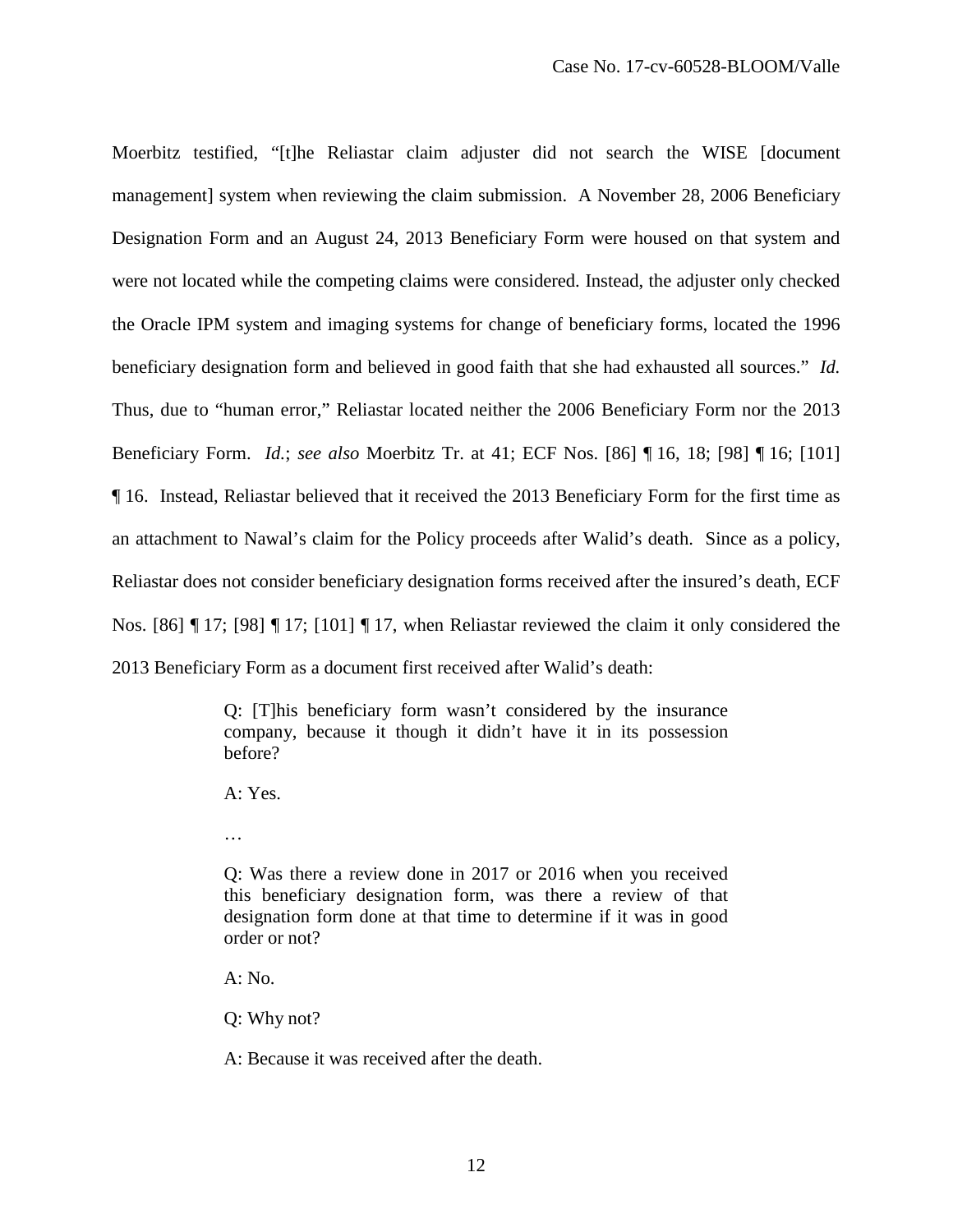Moerbitz testified, "[t]he Reliastar claim adjuster did not search the WISE [document management] system when reviewing the claim submission. A November 28, 2006 Beneficiary Designation Form and an August 24, 2013 Beneficiary Form were housed on that system and were not located while the competing claims were considered. Instead, the adjuster only checked the Oracle IPM system and imaging systems for change of beneficiary forms, located the 1996 beneficiary designation form and believed in good faith that she had exhausted all sources." *Id.* Thus, due to "human error," Reliastar located neither the 2006 Beneficiary Form nor the 2013 Beneficiary Form. *Id.*; *see also* Moerbitz Tr. at 41; ECF Nos. [86] ¶ 16, 18; [98] ¶ 16; [101] ¶ 16. Instead, Reliastar believed that it received the 2013 Beneficiary Form for the first time as an attachment to Nawal's claim for the Policy proceeds after Walid's death. Since as a policy, Reliastar does not consider beneficiary designation forms received after the insured's death, ECF Nos. [86] ¶ 17; [98] ¶ 17; [101] ¶ 17, when Reliastar reviewed the claim it only considered the 2013 Beneficiary Form as a document first received after Walid's death:

> Q: [T]his beneficiary form wasn't considered by the insurance company, because it though it didn't have it in its possession before?
>
> A: Yes.
>
> …
>
> Q: Was there a review done in 2017 or 2016 when you received this beneficiary designation form, was there a review of that designation form done at that time to determine if it was in good order or not?
>
> A: No.
>
> Q: Why not?
>
> A: Because it was received after the death.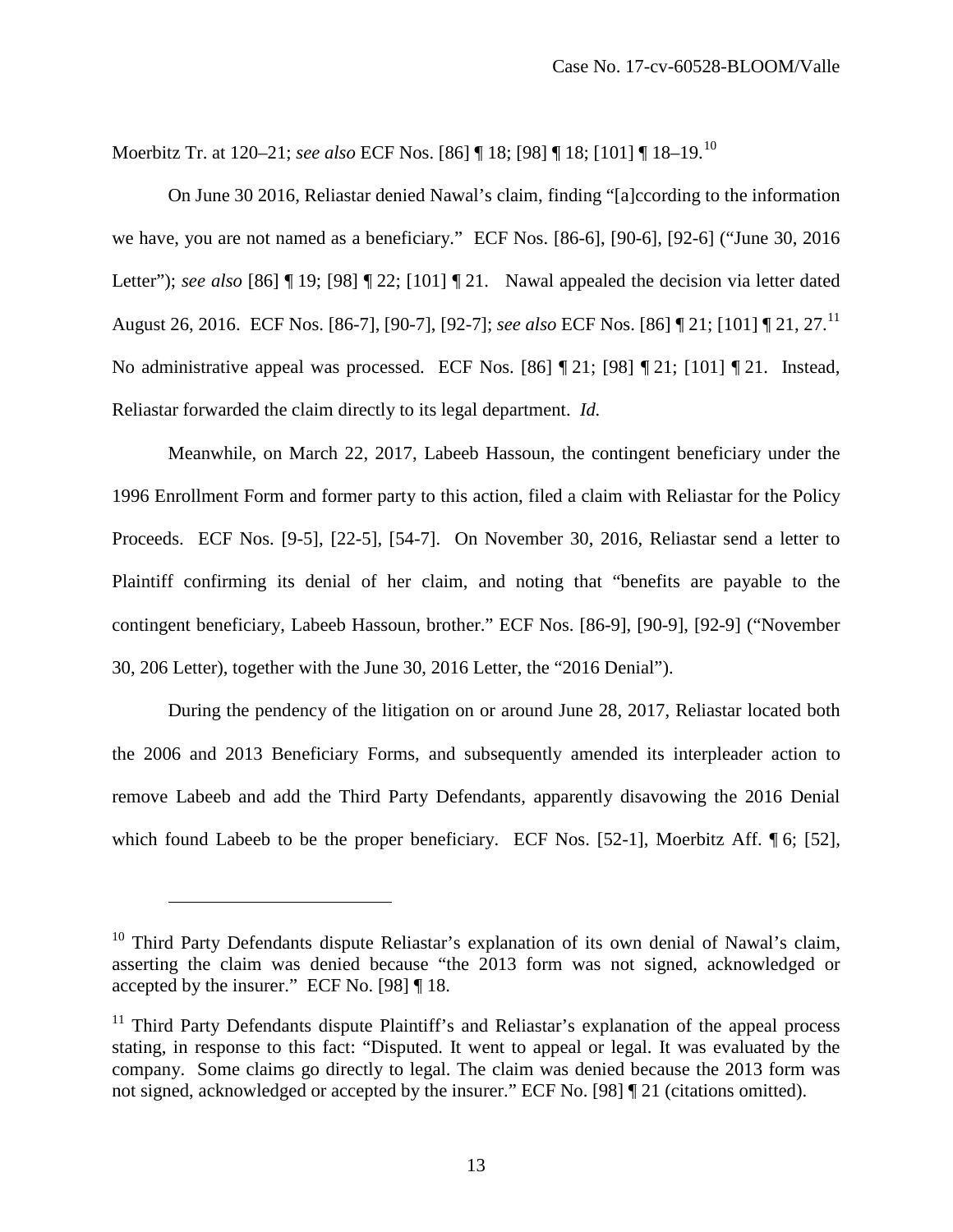Moerbitz Tr. at 120–21; *see also* ECF Nos. [86] ¶ 18; [98] ¶ 18; [101] ¶ 18–19.[10]

On June 30 2016, Reliastar denied Nawal's claim, finding "[a]ccording to the information we have, you are not named as a beneficiary." ECF Nos. [86-6], [90-6], [92-6] ("June 30, 2016 Letter"); *see also* [86] ¶ 19; [98] ¶ 22; [101] ¶ 21. Nawal appealed the decision via letter dated August 26, 2016. ECF Nos. [86-7], [90-7], [92-7]; *see also* ECF Nos. [86] ¶ 21; [101] ¶ 21, 27.[11] No administrative appeal was processed. ECF Nos. [86] ¶ 21; [98] ¶ 21; [101] ¶ 21. Instead, Reliastar forwarded the claim directly to its legal department. *Id.*

Meanwhile, on March 22, 2017, Labeeb Hassoun, the contingent beneficiary under the 1996 Enrollment Form and former party to this action, filed a claim with Reliastar for the Policy Proceeds. ECF Nos. [9-5], [22-5], [54-7]. On November 30, 2016, Reliastar send a letter to Plaintiff confirming its denial of her claim, and noting that "benefits are payable to the contingent beneficiary, Labeeb Hassoun, brother." ECF Nos. [86-9], [90-9], [92-9] ("November 30, 206 Letter), together with the June 30, 2016 Letter, the "2016 Denial").

During the pendency of the litigation on or around June 28, 2017, Reliastar located both the 2006 and 2013 Beneficiary Forms, and subsequently amended its interpleader action to remove Labeeb and add the Third Party Defendants, apparently disavowing the 2016 Denial which found Labeeb to be the proper beneficiary. ECF Nos. [52-1], Moerbitz Aff. ¶ 6; [52],

---

[10] Third Party Defendants dispute Reliastar's explanation of its own denial of Nawal's claim, asserting the claim was denied because "the 2013 form was not signed, acknowledged or accepted by the insurer." ECF No. [98] ¶ 18.

[11] Third Party Defendants dispute Plaintiff's and Reliastar's explanation of the appeal process stating, in response to this fact: "Disputed. It went to appeal or legal. It was evaluated by the company. Some claims go directly to legal. The claim was denied because the 2013 form was not signed, acknowledged or accepted by the insurer." ECF No. [98] ¶ 21 (citations omitted).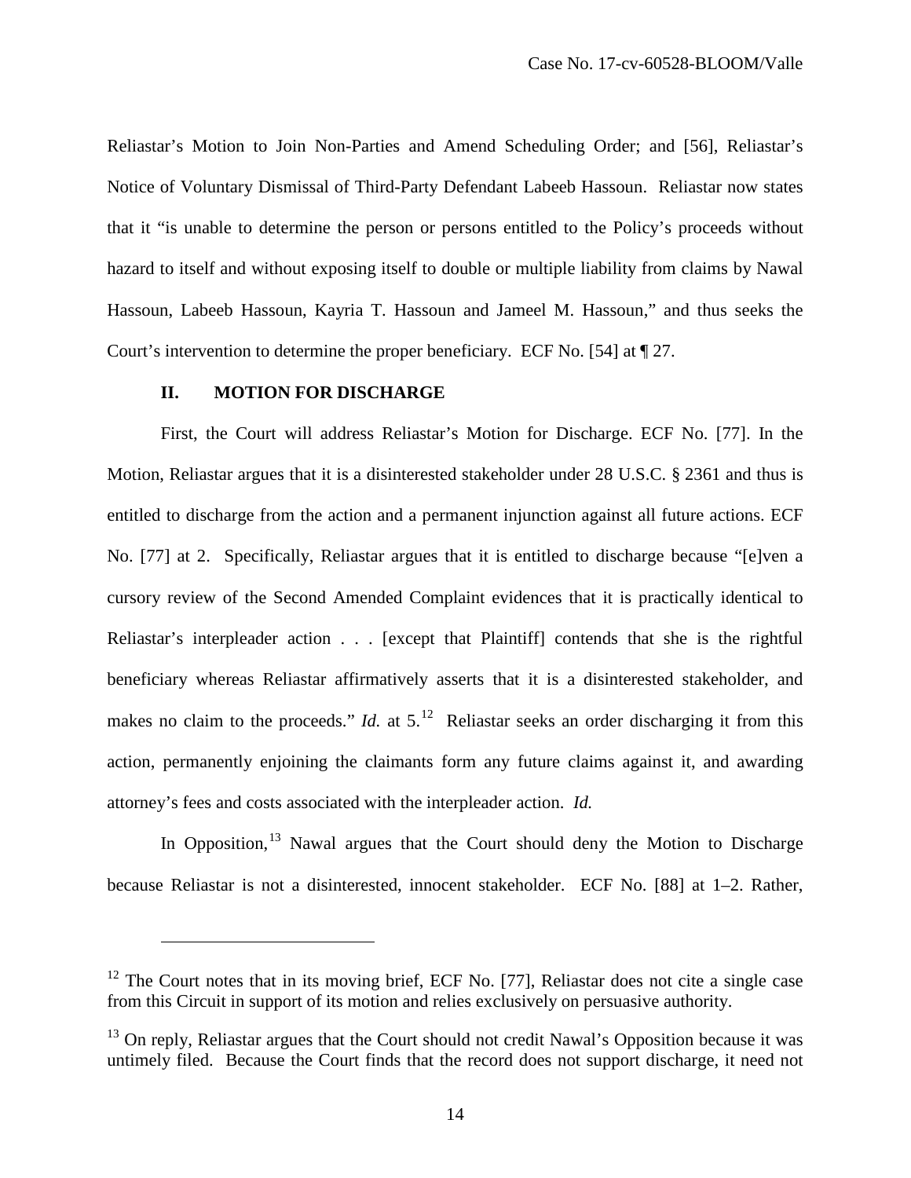Reliastar's Motion to Join Non-Parties and Amend Scheduling Order; and [56], Reliastar's Notice of Voluntary Dismissal of Third-Party Defendant Labeeb Hassoun. Reliastar now states that it "is unable to determine the person or persons entitled to the Policy's proceeds without hazard to itself and without exposing itself to double or multiple liability from claims by Nawal Hassoun, Labeeb Hassoun, Kayria T. Hassoun and Jameel M. Hassoun," and thus seeks the Court's intervention to determine the proper beneficiary. ECF No. [54] at ¶ 27.

## II. MOTION FOR DISCHARGE

First, the Court will address Reliastar's Motion for Discharge. ECF No. [77]. In the Motion, Reliastar argues that it is a disinterested stakeholder under 28 U.S.C. § 2361 and thus is entitled to discharge from the action and a permanent injunction against all future actions. ECF No. [77] at 2. Specifically, Reliastar argues that it is entitled to discharge because "[e]ven a cursory review of the Second Amended Complaint evidences that it is practically identical to Reliastar's interpleader action . . . [except that Plaintiff] contends that she is the rightful beneficiary whereas Reliastar affirmatively asserts that it is a disinterested stakeholder, and makes no claim to the proceeds." *Id.* at 5.[12] Reliastar seeks an order discharging it from this action, permanently enjoining the claimants form any future claims against it, and awarding attorney's fees and costs associated with the interpleader action. *Id.*

In Opposition,[13] Nawal argues that the Court should deny the Motion to Discharge because Reliastar is not a disinterested, innocent stakeholder. ECF No. [88] at 1–2. Rather,

---

[12] The Court notes that in its moving brief, ECF No. [77], Reliastar does not cite a single case from this Circuit in support of its motion and relies exclusively on persuasive authority.

[13] On reply, Reliastar argues that the Court should not credit Nawal's Opposition because it was untimely filed. Because the Court finds that the record does not support discharge, it need not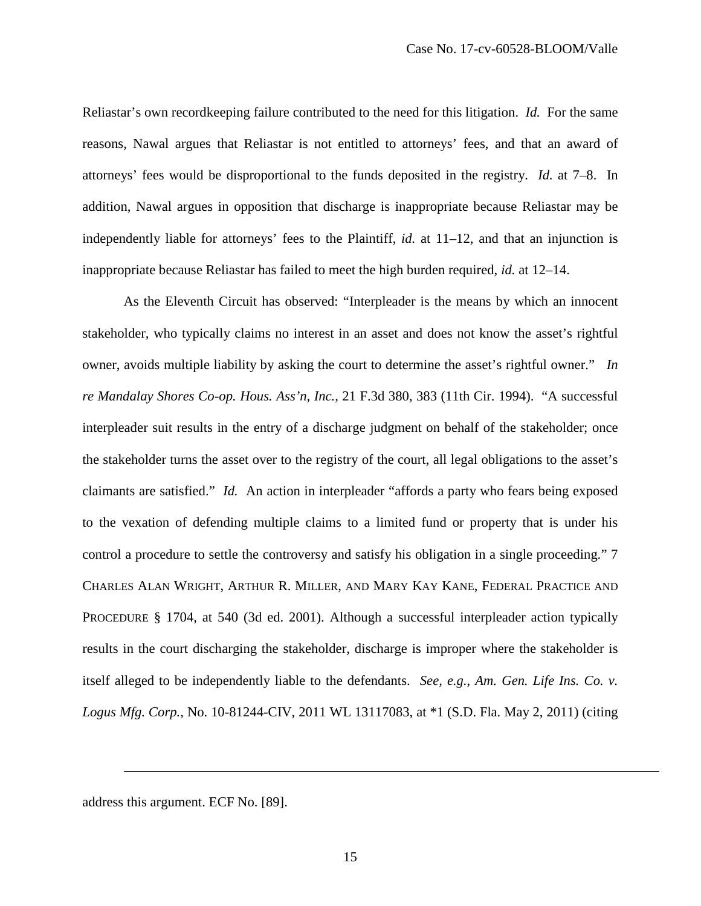Reliastar's own recordkeeping failure contributed to the need for this litigation. *Id.* For the same reasons, Nawal argues that Reliastar is not entitled to attorneys' fees, and that an award of attorneys' fees would be disproportional to the funds deposited in the registry. *Id.* at 7–8. In addition, Nawal argues in opposition that discharge is inappropriate because Reliastar may be independently liable for attorneys' fees to the Plaintiff, *id.* at 11–12, and that an injunction is inappropriate because Reliastar has failed to meet the high burden required, *id.* at 12–14.

As the Eleventh Circuit has observed: "Interpleader is the means by which an innocent stakeholder, who typically claims no interest in an asset and does not know the asset's rightful owner, avoids multiple liability by asking the court to determine the asset's rightful owner." *In re Mandalay Shores Co-op. Hous. Ass'n, Inc.*, 21 F.3d 380, 383 (11th Cir. 1994). "A successful interpleader suit results in the entry of a discharge judgment on behalf of the stakeholder; once the stakeholder turns the asset over to the registry of the court, all legal obligations to the asset's claimants are satisfied." *Id.* An action in interpleader "affords a party who fears being exposed to the vexation of defending multiple claims to a limited fund or property that is under his control a procedure to settle the controversy and satisfy his obligation in a single proceeding." 7 CHARLES ALAN WRIGHT, ARTHUR R. MILLER, AND MARY KAY KANE, FEDERAL PRACTICE AND PROCEDURE § 1704, at 540 (3d ed. 2001). Although a successful interpleader action typically results in the court discharging the stakeholder, discharge is improper where the stakeholder is itself alleged to be independently liable to the defendants. *See, e.g.*, *Am. Gen. Life Ins. Co. v. Logus Mfg. Corp.*, No. 10-81244-CIV, 2011 WL 13117083, at *1 (S.D. Fla. May 2, 2011) (citing

---

address this argument. ECF No. [89].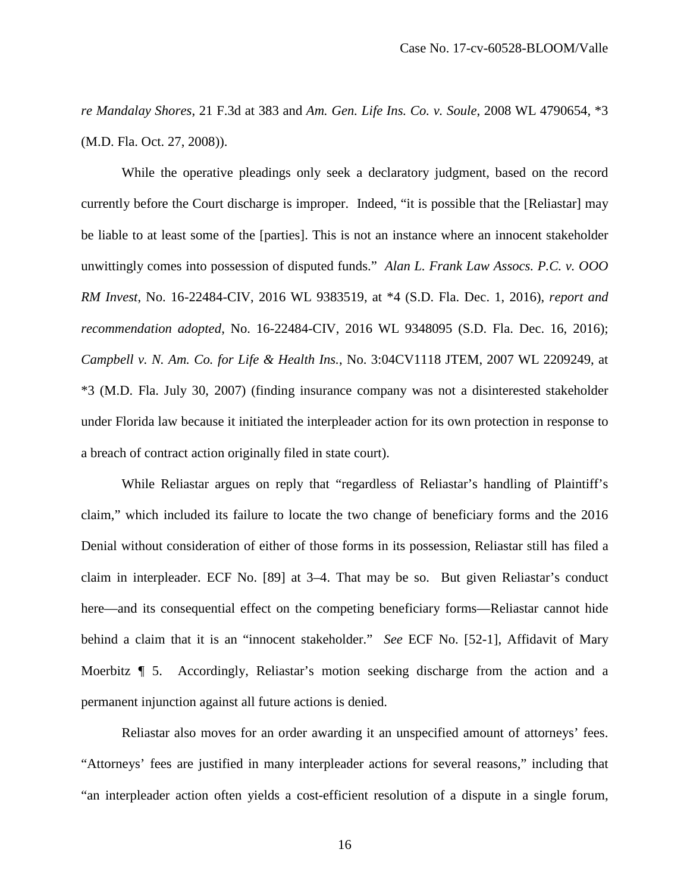*re Mandalay Shores*, 21 F.3d at 383 and *Am. Gen. Life Ins. Co. v. Soule*, 2008 WL 4790654, *3 (M.D. Fla. Oct. 27, 2008)).

While the operative pleadings only seek a declaratory judgment, based on the record currently before the Court discharge is improper. Indeed, "it is possible that the [Reliastar] may be liable to at least some of the [parties]. This is not an instance where an innocent stakeholder unwittingly comes into possession of disputed funds." *Alan L. Frank Law Assocs. P.C. v. OOO RM Invest*, No. 16-22484-CIV, 2016 WL 9383519, at *4 (S.D. Fla. Dec. 1, 2016), *report and recommendation adopted*, No. 16-22484-CIV, 2016 WL 9348095 (S.D. Fla. Dec. 16, 2016); *Campbell v. N. Am. Co. for Life & Health Ins.*, No. 3:04CV1118 JTEM, 2007 WL 2209249, at *3 (M.D. Fla. July 30, 2007) (finding insurance company was not a disinterested stakeholder under Florida law because it initiated the interpleader action for its own protection in response to a breach of contract action originally filed in state court).

While Reliastar argues on reply that "regardless of Reliastar's handling of Plaintiff's claim," which included its failure to locate the two change of beneficiary forms and the 2016 Denial without consideration of either of those forms in its possession, Reliastar still has filed a claim in interpleader. ECF No. [89] at 3–4. That may be so. But given Reliastar's conduct here—and its consequential effect on the competing beneficiary forms—Reliastar cannot hide behind a claim that it is an "innocent stakeholder." *See* ECF No. [52-1], Affidavit of Mary Moerbitz ¶ 5. Accordingly, Reliastar's motion seeking discharge from the action and a permanent injunction against all future actions is denied.

Reliastar also moves for an order awarding it an unspecified amount of attorneys' fees. "Attorneys' fees are justified in many interpleader actions for several reasons," including that "an interpleader action often yields a cost-efficient resolution of a dispute in a single forum,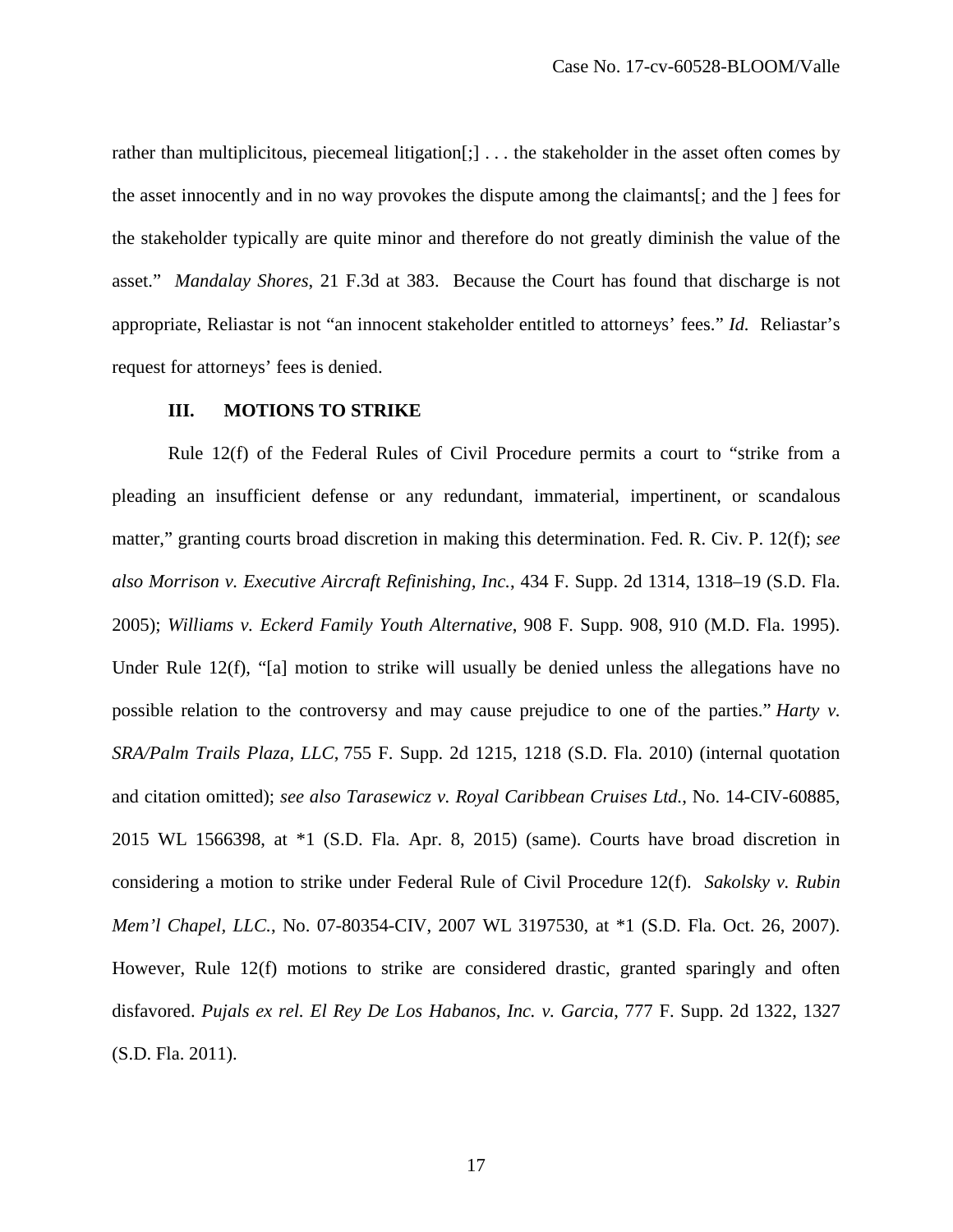rather than multiplicitous, piecemeal litigation[;] . . . the stakeholder in the asset often comes by the asset innocently and in no way provokes the dispute among the claimants[; and the ] fees for the stakeholder typically are quite minor and therefore do not greatly diminish the value of the asset." *Mandalay Shores*, 21 F.3d at 383. Because the Court has found that discharge is not appropriate, Reliastar is not "an innocent stakeholder entitled to attorneys' fees." *Id.* Reliastar's request for attorneys' fees is denied.

## III. MOTIONS TO STRIKE

Rule 12(f) of the Federal Rules of Civil Procedure permits a court to "strike from a pleading an insufficient defense or any redundant, immaterial, impertinent, or scandalous matter," granting courts broad discretion in making this determination. Fed. R. Civ. P. 12(f); *see also Morrison v. Executive Aircraft Refinishing, Inc.*, 434 F. Supp. 2d 1314, 1318–19 (S.D. Fla. 2005); *Williams v. Eckerd Family Youth Alternative*, 908 F. Supp. 908, 910 (M.D. Fla. 1995). Under Rule 12(f), "[a] motion to strike will usually be denied unless the allegations have no possible relation to the controversy and may cause prejudice to one of the parties." *Harty v. SRA/Palm Trails Plaza, LLC*, 755 F. Supp. 2d 1215, 1218 (S.D. Fla. 2010) (internal quotation and citation omitted); *see also Tarasewicz v. Royal Caribbean Cruises Ltd.*, No. 14-CIV-60885, 2015 WL 1566398, at *1 (S.D. Fla. Apr. 8, 2015) (same). Courts have broad discretion in considering a motion to strike under Federal Rule of Civil Procedure 12(f). *Sakolsky v. Rubin Mem'l Chapel, LLC.*, No. 07-80354-CIV, 2007 WL 3197530, at *1 (S.D. Fla. Oct. 26, 2007). However, Rule 12(f) motions to strike are considered drastic, granted sparingly and often disfavored. *Pujals ex rel. El Rey De Los Habanos, Inc. v. Garcia*, 777 F. Supp. 2d 1322, 1327 (S.D. Fla. 2011).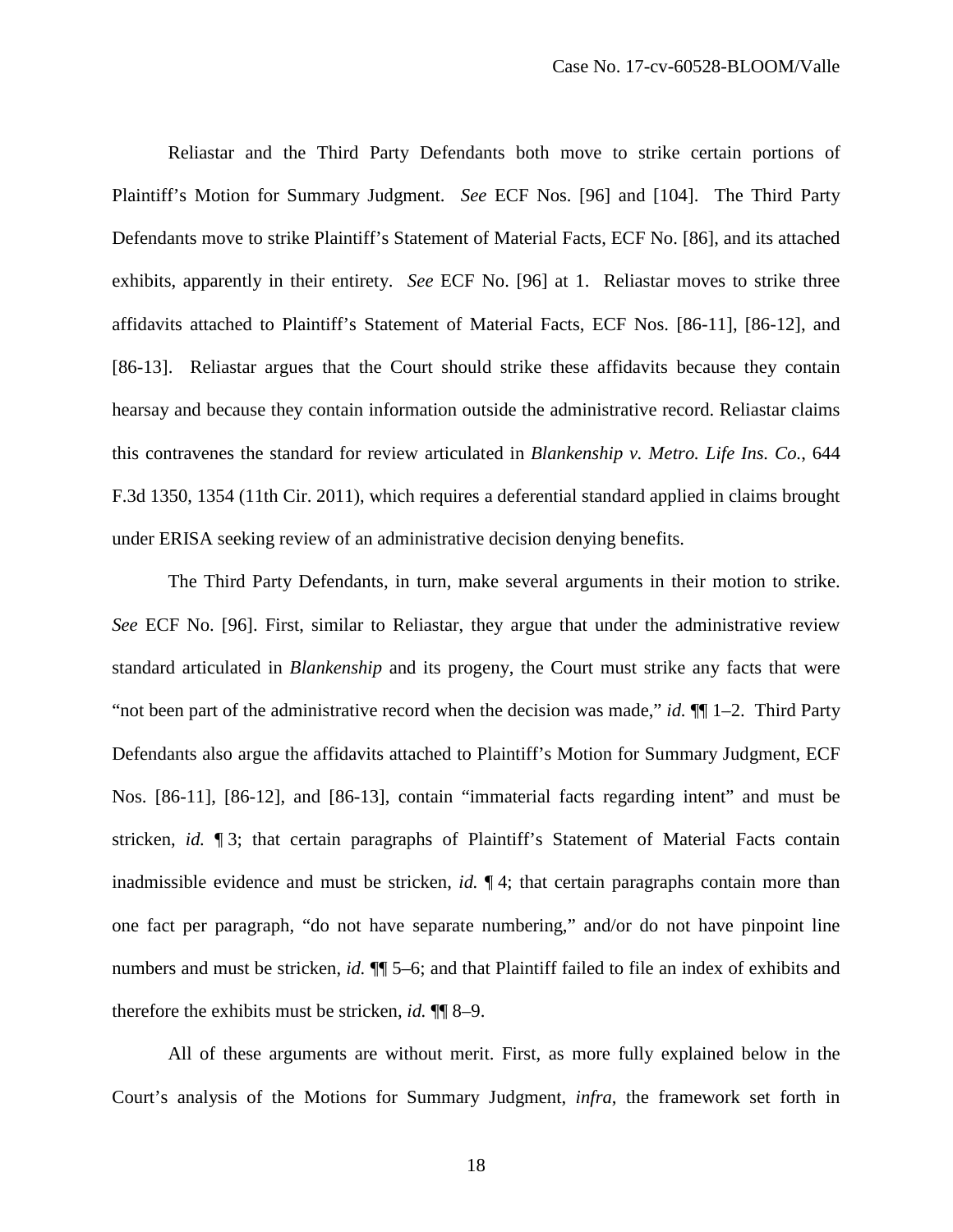Reliastar and the Third Party Defendants both move to strike certain portions of Plaintiff's Motion for Summary Judgment. *See* ECF Nos. [96] and [104]. The Third Party Defendants move to strike Plaintiff's Statement of Material Facts, ECF No. [86], and its attached exhibits, apparently in their entirety. *See* ECF No. [96] at 1. Reliastar moves to strike three affidavits attached to Plaintiff's Statement of Material Facts, ECF Nos. [86-11], [86-12], and [86-13]. Reliastar argues that the Court should strike these affidavits because they contain hearsay and because they contain information outside the administrative record. Reliastar claims this contravenes the standard for review articulated in *Blankenship v. Metro. Life Ins. Co.*, 644 F.3d 1350, 1354 (11th Cir. 2011), which requires a deferential standard applied in claims brought under ERISA seeking review of an administrative decision denying benefits.

The Third Party Defendants, in turn, make several arguments in their motion to strike. *See* ECF No. [96]. First, similar to Reliastar, they argue that under the administrative review standard articulated in *Blankenship* and its progeny, the Court must strike any facts that were "not been part of the administrative record when the decision was made," *id.* ¶¶ 1–2. Third Party Defendants also argue the affidavits attached to Plaintiff's Motion for Summary Judgment, ECF Nos. [86-11], [86-12], and [86-13], contain "immaterial facts regarding intent" and must be stricken, *id.* ¶ 3; that certain paragraphs of Plaintiff's Statement of Material Facts contain inadmissible evidence and must be stricken, *id.* ¶ 4; that certain paragraphs contain more than one fact per paragraph, "do not have separate numbering," and/or do not have pinpoint line numbers and must be stricken, *id.* ¶¶ 5–6; and that Plaintiff failed to file an index of exhibits and therefore the exhibits must be stricken, *id.* ¶¶ 8–9.

All of these arguments are without merit. First, as more fully explained below in the Court's analysis of the Motions for Summary Judgment, *infra*, the framework set forth in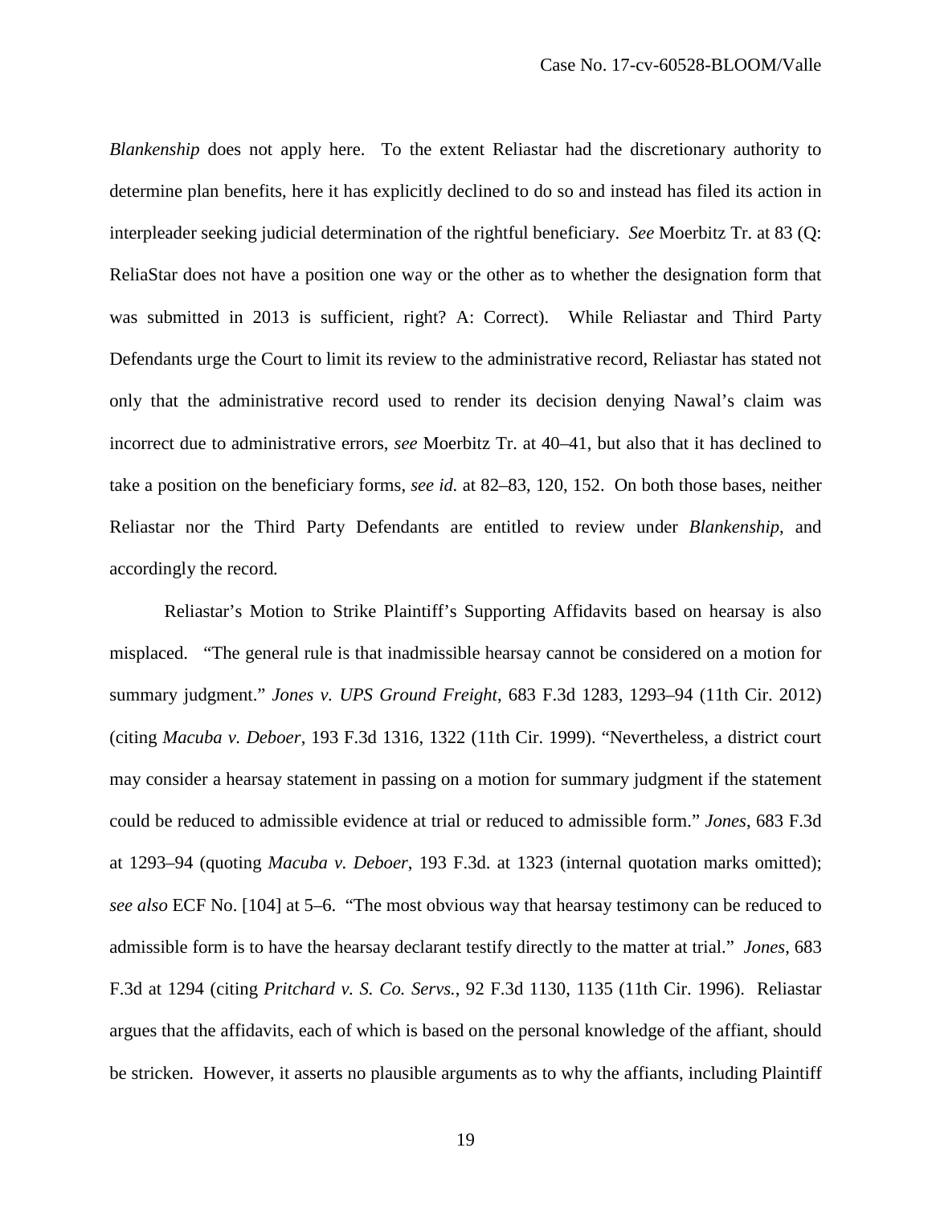*Blankenship* does not apply here. To the extent Reliastar had the discretionary authority to determine plan benefits, here it has explicitly declined to do so and instead has filed its action in interpleader seeking judicial determination of the rightful beneficiary. *See* Moerbitz Tr. at 83 (Q: ReliaStar does not have a position one way or the other as to whether the designation form that was submitted in 2013 is sufficient, right? A: Correct). While Reliastar and Third Party Defendants urge the Court to limit its review to the administrative record, Reliastar has stated not only that the administrative record used to render its decision denying Nawal's claim was incorrect due to administrative errors, *see* Moerbitz Tr. at 40–41, but also that it has declined to take a position on the beneficiary forms, *see id.* at 82–83, 120, 152. On both those bases, neither Reliastar nor the Third Party Defendants are entitled to review under *Blankenship*, and accordingly the record*.*

Reliastar's Motion to Strike Plaintiff's Supporting Affidavits based on hearsay is also misplaced. "The general rule is that inadmissible hearsay cannot be considered on a motion for summary judgment." *Jones v. UPS Ground Freight*, 683 F.3d 1283, 1293–94 (11th Cir. 2012) (citing *Macuba v. Deboer*, 193 F.3d 1316, 1322 (11th Cir. 1999). "Nevertheless, a district court may consider a hearsay statement in passing on a motion for summary judgment if the statement could be reduced to admissible evidence at trial or reduced to admissible form." *Jones*, 683 F.3d at 1293–94 (quoting *Macuba v. Deboer*, 193 F.3d. at 1323 (internal quotation marks omitted); *see also* ECF No. [104] at 5–6. "The most obvious way that hearsay testimony can be reduced to admissible form is to have the hearsay declarant testify directly to the matter at trial." *Jones*, 683 F.3d at 1294 (citing *Pritchard v. S. Co. Servs.*, 92 F.3d 1130, 1135 (11th Cir. 1996). Reliastar argues that the affidavits, each of which is based on the personal knowledge of the affiant, should be stricken. However, it asserts no plausible arguments as to why the affiants, including Plaintiff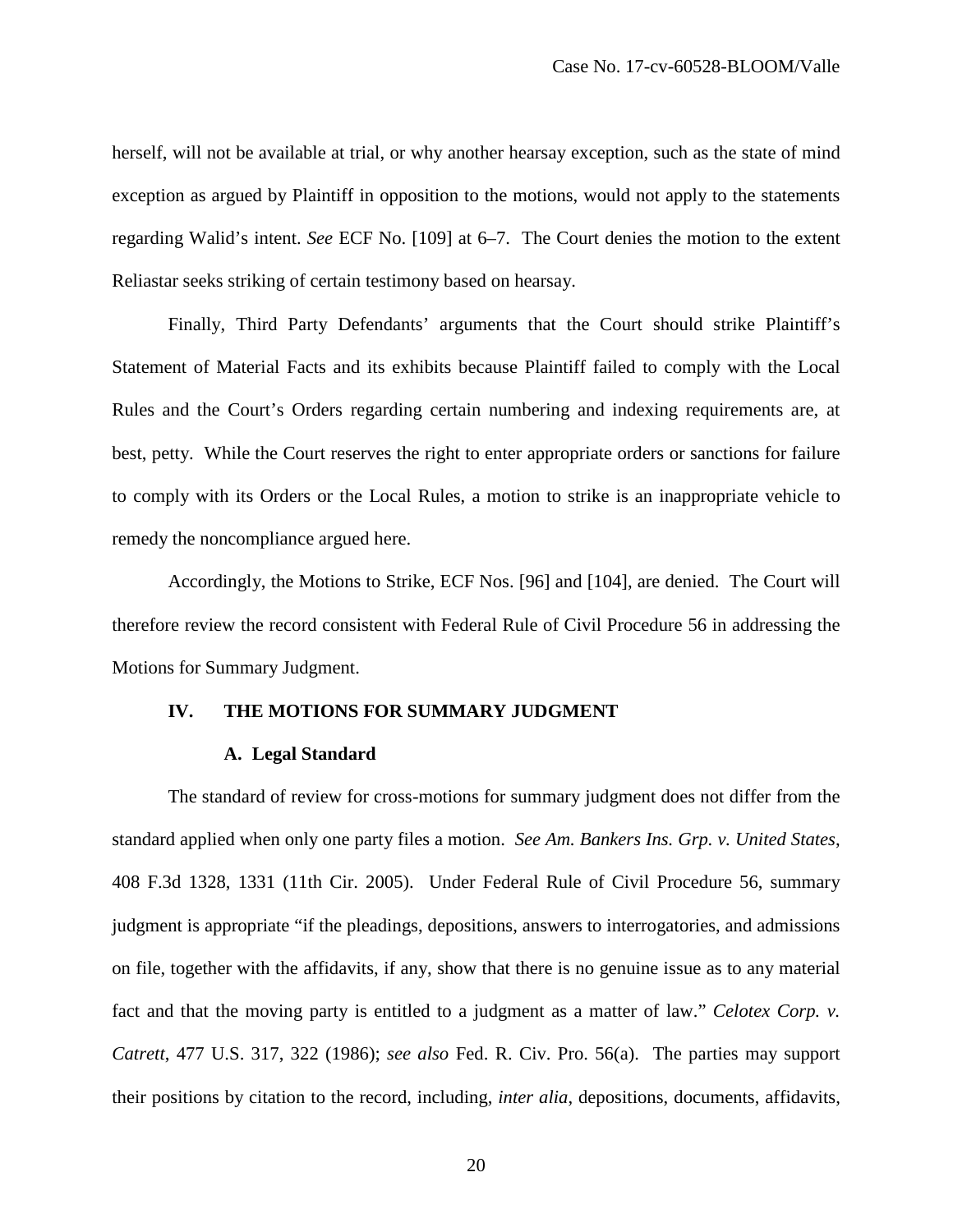herself, will not be available at trial, or why another hearsay exception, such as the state of mind exception as argued by Plaintiff in opposition to the motions, would not apply to the statements regarding Walid's intent. *See* ECF No. [109] at 6–7. The Court denies the motion to the extent Reliastar seeks striking of certain testimony based on hearsay.

Finally, Third Party Defendants' arguments that the Court should strike Plaintiff's Statement of Material Facts and its exhibits because Plaintiff failed to comply with the Local Rules and the Court's Orders regarding certain numbering and indexing requirements are, at best, petty. While the Court reserves the right to enter appropriate orders or sanctions for failure to comply with its Orders or the Local Rules, a motion to strike is an inappropriate vehicle to remedy the noncompliance argued here.

Accordingly, the Motions to Strike, ECF Nos. [96] and [104], are denied. The Court will therefore review the record consistent with Federal Rule of Civil Procedure 56 in addressing the Motions for Summary Judgment.

## IV. THE MOTIONS FOR SUMMARY JUDGMENT

### A. Legal Standard

The standard of review for cross-motions for summary judgment does not differ from the standard applied when only one party files a motion. *See Am. Bankers Ins. Grp. v. United States*, 408 F.3d 1328, 1331 (11th Cir. 2005). Under Federal Rule of Civil Procedure 56, summary judgment is appropriate "if the pleadings, depositions, answers to interrogatories, and admissions on file, together with the affidavits, if any, show that there is no genuine issue as to any material fact and that the moving party is entitled to a judgment as a matter of law." *Celotex Corp. v. Catrett*, 477 U.S. 317, 322 (1986); *see also* Fed. R. Civ. Pro. 56(a). The parties may support their positions by citation to the record, including, *inter alia*, depositions, documents, affidavits,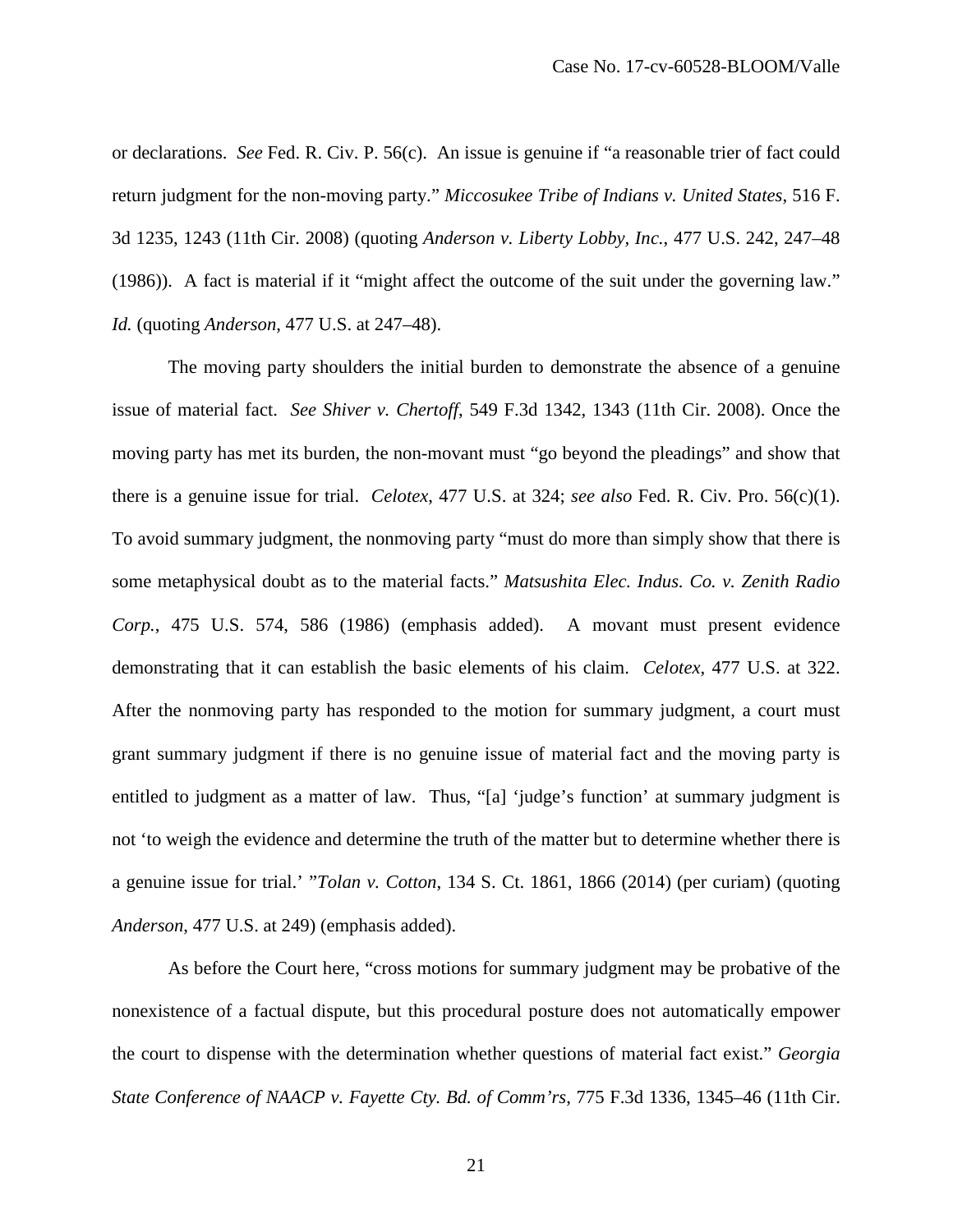or declarations. *See* Fed. R. Civ. P. 56(c). An issue is genuine if "a reasonable trier of fact could return judgment for the non-moving party." *Miccosukee Tribe of Indians v. United States*, 516 F. 3d 1235, 1243 (11th Cir. 2008) (quoting *Anderson v. Liberty Lobby, Inc.*, 477 U.S. 242, 247–48 (1986)). A fact is material if it "might affect the outcome of the suit under the governing law." *Id.* (quoting *Anderson*, 477 U.S. at 247–48).

The moving party shoulders the initial burden to demonstrate the absence of a genuine issue of material fact. *See Shiver v. Chertoff*, 549 F.3d 1342, 1343 (11th Cir. 2008). Once the moving party has met its burden, the non-movant must "go beyond the pleadings" and show that there is a genuine issue for trial. *Celotex*, 477 U.S. at 324; *see also* Fed. R. Civ. Pro. 56(c)(1). To avoid summary judgment, the nonmoving party "must do more than simply show that there is some metaphysical doubt as to the material facts." *Matsushita Elec. Indus. Co. v. Zenith Radio Corp.*, 475 U.S. 574, 586 (1986) (emphasis added). A movant must present evidence demonstrating that it can establish the basic elements of his claim. *Celotex*, 477 U.S. at 322. After the nonmoving party has responded to the motion for summary judgment, a court must grant summary judgment if there is no genuine issue of material fact and the moving party is entitled to judgment as a matter of law. Thus, "[a] 'judge's function' at summary judgment is not 'to weigh the evidence and determine the truth of the matter but to determine whether there is a genuine issue for trial.' "*Tolan v. Cotton*, 134 S. Ct. 1861, 1866 (2014) (per curiam) (quoting *Anderson*, 477 U.S. at 249) (emphasis added).

As before the Court here, "cross motions for summary judgment may be probative of the nonexistence of a factual dispute, but this procedural posture does not automatically empower the court to dispense with the determination whether questions of material fact exist." *Georgia State Conference of NAACP v. Fayette Cty. Bd. of Comm'rs*, 775 F.3d 1336, 1345–46 (11th Cir.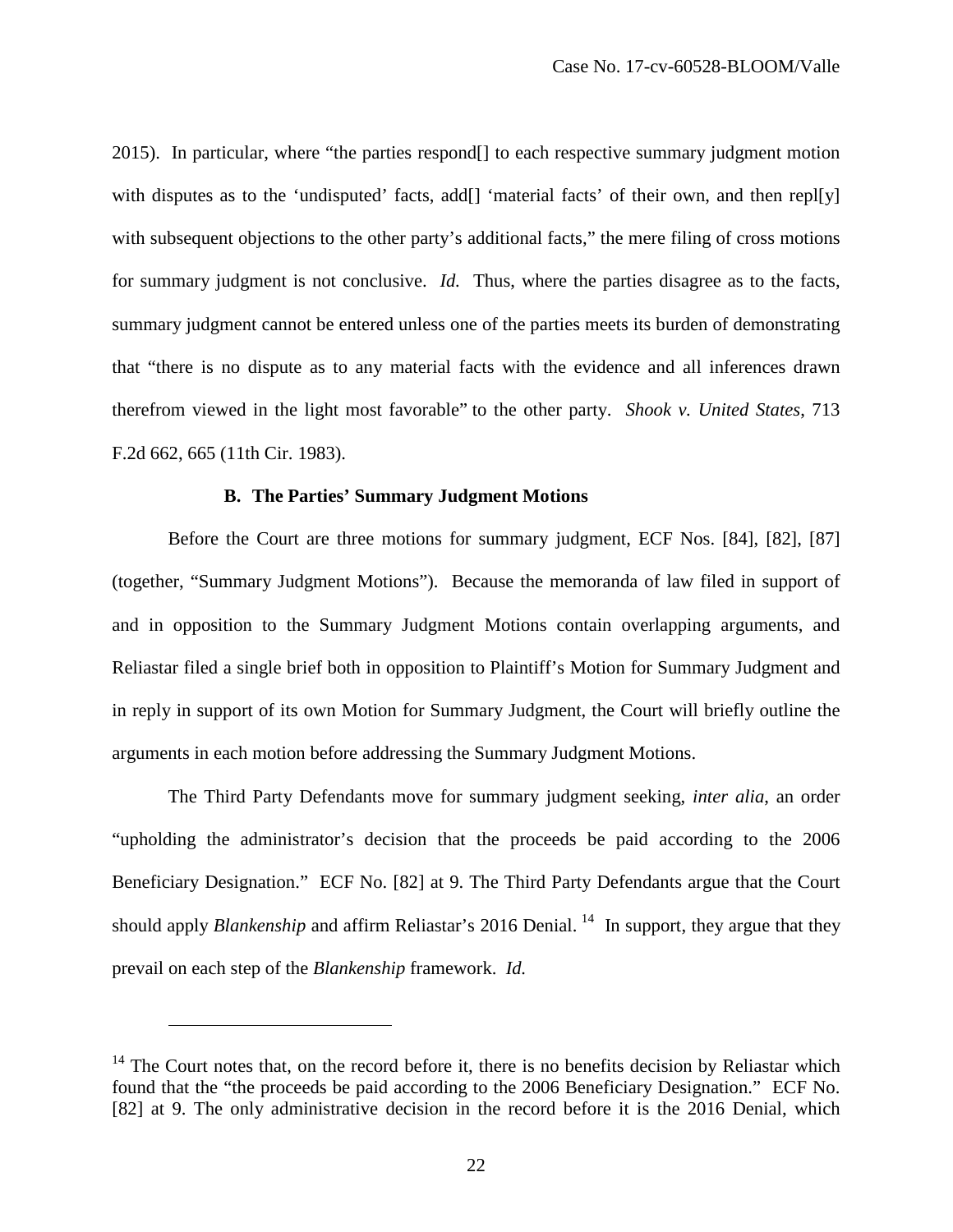2015). In particular, where "the parties respond[] to each respective summary judgment motion with disputes as to the 'undisputed' facts, add[] 'material facts' of their own, and then repl[y] with subsequent objections to the other party's additional facts," the mere filing of cross motions for summary judgment is not conclusive. *Id.* Thus, where the parties disagree as to the facts, summary judgment cannot be entered unless one of the parties meets its burden of demonstrating that "there is no dispute as to any material facts with the evidence and all inferences drawn therefrom viewed in the light most favorable" to the other party. *Shook v. United States*, 713 F.2d 662, 665 (11th Cir. 1983).

### B. The Parties' Summary Judgment Motions

Before the Court are three motions for summary judgment, ECF Nos. [84], [82], [87] (together, "Summary Judgment Motions"). Because the memoranda of law filed in support of and in opposition to the Summary Judgment Motions contain overlapping arguments, and Reliastar filed a single brief both in opposition to Plaintiff's Motion for Summary Judgment and in reply in support of its own Motion for Summary Judgment, the Court will briefly outline the arguments in each motion before addressing the Summary Judgment Motions.

The Third Party Defendants move for summary judgment seeking, *inter alia*, an order "upholding the administrator's decision that the proceeds be paid according to the 2006 Beneficiary Designation." ECF No. [82] at 9. The Third Party Defendants argue that the Court should apply *Blankenship* and affirm Reliastar's 2016 Denial. [14] In support, they argue that they prevail on each step of the *Blankenship* framework. *Id.*

---

[14] The Court notes that, on the record before it, there is no benefits decision by Reliastar which found that the "the proceeds be paid according to the 2006 Beneficiary Designation." ECF No. [82] at 9. The only administrative decision in the record before it is the 2016 Denial, which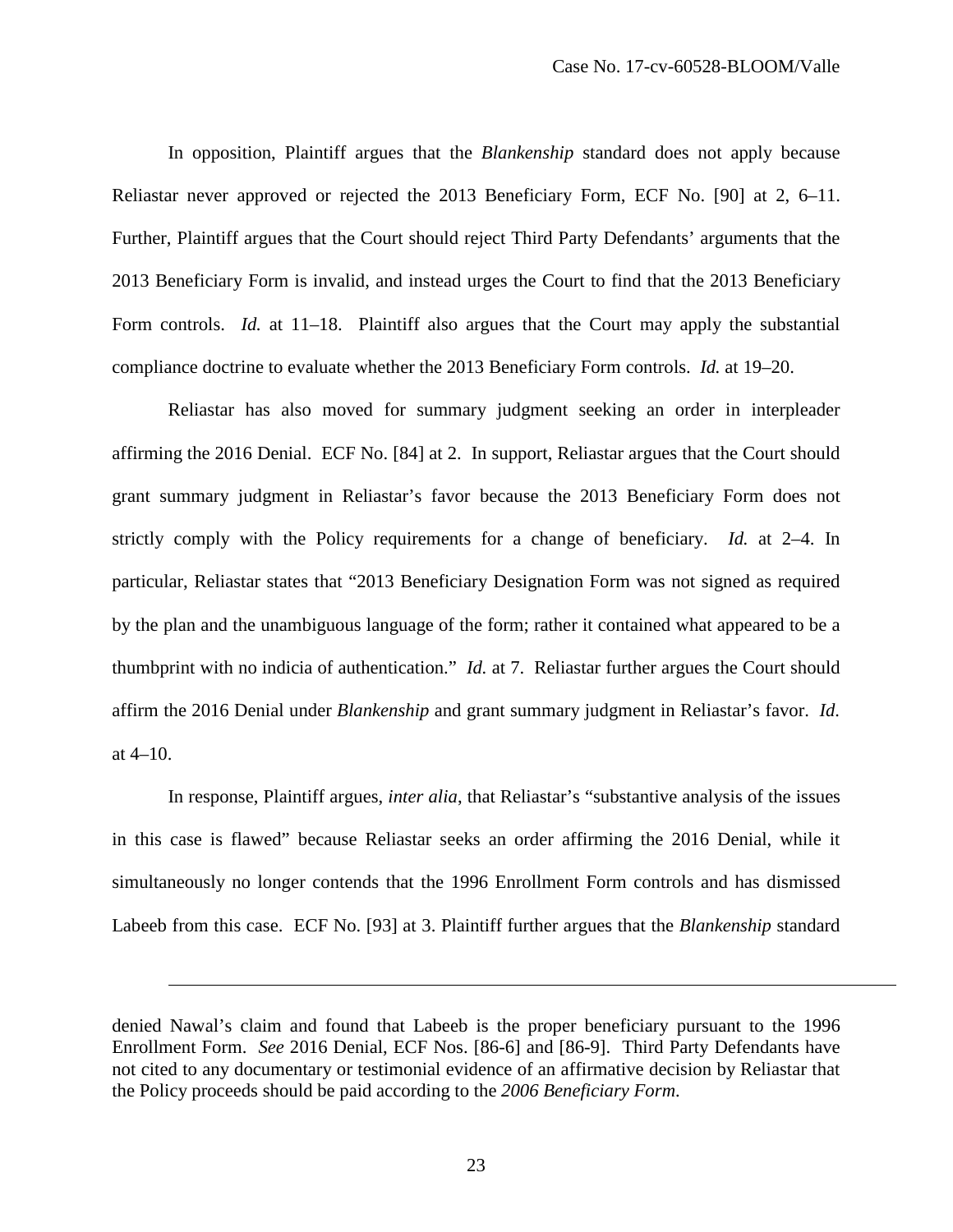In opposition, Plaintiff argues that the *Blankenship* standard does not apply because Reliastar never approved or rejected the 2013 Beneficiary Form, ECF No. [90] at 2, 6–11. Further, Plaintiff argues that the Court should reject Third Party Defendants' arguments that the 2013 Beneficiary Form is invalid, and instead urges the Court to find that the 2013 Beneficiary Form controls. *Id.* at 11–18. Plaintiff also argues that the Court may apply the substantial compliance doctrine to evaluate whether the 2013 Beneficiary Form controls. *Id.* at 19–20.

Reliastar has also moved for summary judgment seeking an order in interpleader affirming the 2016 Denial. ECF No. [84] at 2. In support, Reliastar argues that the Court should grant summary judgment in Reliastar's favor because the 2013 Beneficiary Form does not strictly comply with the Policy requirements for a change of beneficiary. *Id.* at 2–4. In particular, Reliastar states that "2013 Beneficiary Designation Form was not signed as required by the plan and the unambiguous language of the form; rather it contained what appeared to be a thumbprint with no indicia of authentication." *Id.* at 7. Reliastar further argues the Court should affirm the 2016 Denial under *Blankenship* and grant summary judgment in Reliastar's favor. *Id.* at 4–10.

In response, Plaintiff argues, *inter alia*, that Reliastar's "substantive analysis of the issues in this case is flawed" because Reliastar seeks an order affirming the 2016 Denial, while it simultaneously no longer contends that the 1996 Enrollment Form controls and has dismissed Labeeb from this case. ECF No. [93] at 3. Plaintiff further argues that the *Blankenship* standard

---

denied Nawal's claim and found that Labeeb is the proper beneficiary pursuant to the 1996 Enrollment Form. *See* 2016 Denial, ECF Nos. [86-6] and [86-9]. Third Party Defendants have not cited to any documentary or testimonial evidence of an affirmative decision by Reliastar that the Policy proceeds should be paid according to the *2006 Beneficiary Form*.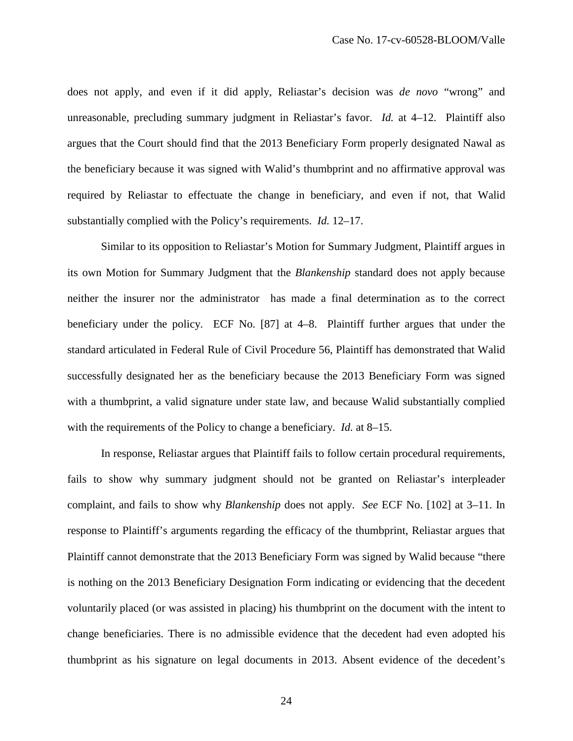does not apply, and even if it did apply, Reliastar's decision was *de novo* "wrong" and unreasonable, precluding summary judgment in Reliastar's favor. *Id.* at 4–12. Plaintiff also argues that the Court should find that the 2013 Beneficiary Form properly designated Nawal as the beneficiary because it was signed with Walid's thumbprint and no affirmative approval was required by Reliastar to effectuate the change in beneficiary, and even if not, that Walid substantially complied with the Policy's requirements. *Id.* 12–17.

Similar to its opposition to Reliastar's Motion for Summary Judgment, Plaintiff argues in its own Motion for Summary Judgment that the *Blankenship* standard does not apply because neither the insurer nor the administrator has made a final determination as to the correct beneficiary under the policy. ECF No. [87] at 4–8. Plaintiff further argues that under the standard articulated in Federal Rule of Civil Procedure 56, Plaintiff has demonstrated that Walid successfully designated her as the beneficiary because the 2013 Beneficiary Form was signed with a thumbprint, a valid signature under state law, and because Walid substantially complied with the requirements of the Policy to change a beneficiary. *Id.* at 8–15.

In response, Reliastar argues that Plaintiff fails to follow certain procedural requirements, fails to show why summary judgment should not be granted on Reliastar's interpleader complaint, and fails to show why *Blankenship* does not apply. *See* ECF No. [102] at 3–11. In response to Plaintiff's arguments regarding the efficacy of the thumbprint, Reliastar argues that Plaintiff cannot demonstrate that the 2013 Beneficiary Form was signed by Walid because "there is nothing on the 2013 Beneficiary Designation Form indicating or evidencing that the decedent voluntarily placed (or was assisted in placing) his thumbprint on the document with the intent to change beneficiaries. There is no admissible evidence that the decedent had even adopted his thumbprint as his signature on legal documents in 2013. Absent evidence of the decedent's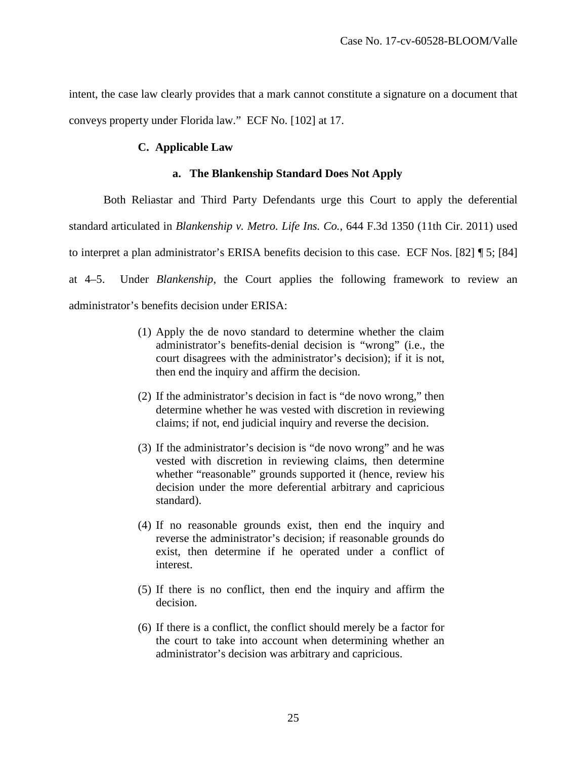intent, the case law clearly provides that a mark cannot constitute a signature on a document that conveys property under Florida law." ECF No. [102] at 17.

### C. Applicable Law

#### a. The Blankenship Standard Does Not Apply

Both Reliastar and Third Party Defendants urge this Court to apply the deferential standard articulated in *Blankenship v. Metro. Life Ins. Co.*, 644 F.3d 1350 (11th Cir. 2011) used to interpret a plan administrator's ERISA benefits decision to this case. ECF Nos. [82] ¶ 5; [84] at 4–5. Under *Blankenship*, the Court applies the following framework to review an administrator's benefits decision under ERISA:

> (1) Apply the de novo standard to determine whether the claim administrator's benefits-denial decision is "wrong" (i.e., the court disagrees with the administrator's decision); if it is not, then end the inquiry and affirm the decision.
>
> (2) If the administrator's decision in fact is "de novo wrong," then determine whether he was vested with discretion in reviewing claims; if not, end judicial inquiry and reverse the decision.
>
> (3) If the administrator's decision is "de novo wrong" and he was vested with discretion in reviewing claims, then determine whether "reasonable" grounds supported it (hence, review his decision under the more deferential arbitrary and capricious standard).
>
> (4) If no reasonable grounds exist, then end the inquiry and reverse the administrator's decision; if reasonable grounds do exist, then determine if he operated under a conflict of interest.
>
> (5) If there is no conflict, then end the inquiry and affirm the decision.
>
> (6) If there is a conflict, the conflict should merely be a factor for the court to take into account when determining whether an administrator's decision was arbitrary and capricious.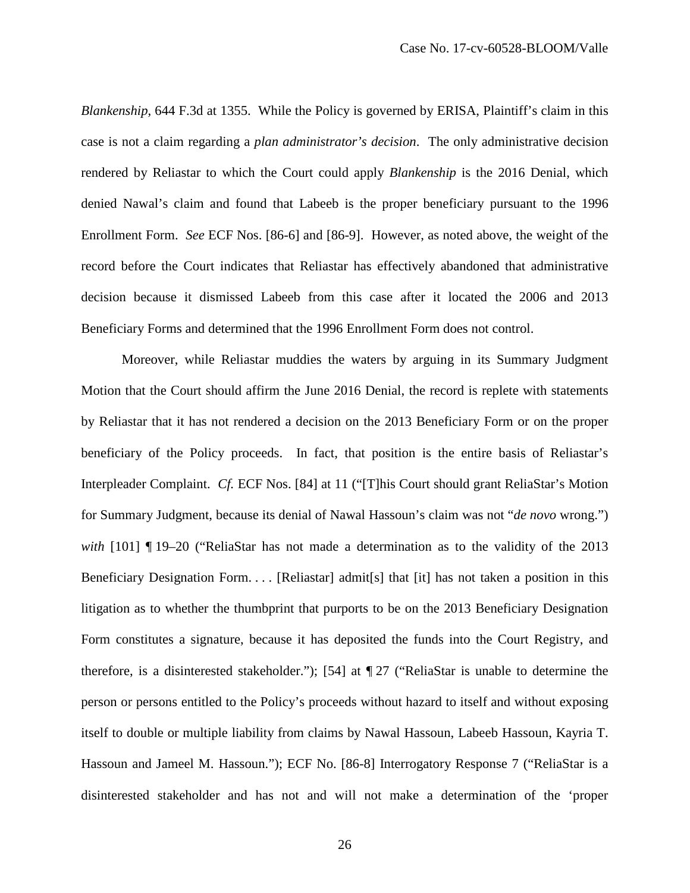*Blankenship*, 644 F.3d at 1355. While the Policy is governed by ERISA, Plaintiff's claim in this case is not a claim regarding a *plan administrator's decision*. The only administrative decision rendered by Reliastar to which the Court could apply *Blankenship* is the 2016 Denial, which denied Nawal's claim and found that Labeeb is the proper beneficiary pursuant to the 1996 Enrollment Form. *See* ECF Nos. [86-6] and [86-9]. However, as noted above, the weight of the record before the Court indicates that Reliastar has effectively abandoned that administrative decision because it dismissed Labeeb from this case after it located the 2006 and 2013 Beneficiary Forms and determined that the 1996 Enrollment Form does not control.

Moreover, while Reliastar muddies the waters by arguing in its Summary Judgment Motion that the Court should affirm the June 2016 Denial, the record is replete with statements by Reliastar that it has not rendered a decision on the 2013 Beneficiary Form or on the proper beneficiary of the Policy proceeds. In fact, that position is the entire basis of Reliastar's Interpleader Complaint. *Cf.* ECF Nos. [84] at 11 ("[T]his Court should grant ReliaStar's Motion for Summary Judgment, because its denial of Nawal Hassoun's claim was not "*de novo* wrong.") *with* [101] ¶ 19–20 ("ReliaStar has not made a determination as to the validity of the 2013 Beneficiary Designation Form. . . . [Reliastar] admit[s] that [it] has not taken a position in this litigation as to whether the thumbprint that purports to be on the 2013 Beneficiary Designation Form constitutes a signature, because it has deposited the funds into the Court Registry, and therefore, is a disinterested stakeholder."); [54] at ¶ 27 ("ReliaStar is unable to determine the person or persons entitled to the Policy's proceeds without hazard to itself and without exposing itself to double or multiple liability from claims by Nawal Hassoun, Labeeb Hassoun, Kayria T. Hassoun and Jameel M. Hassoun."); ECF No. [86-8] Interrogatory Response 7 ("ReliaStar is a disinterested stakeholder and has not and will not make a determination of the 'proper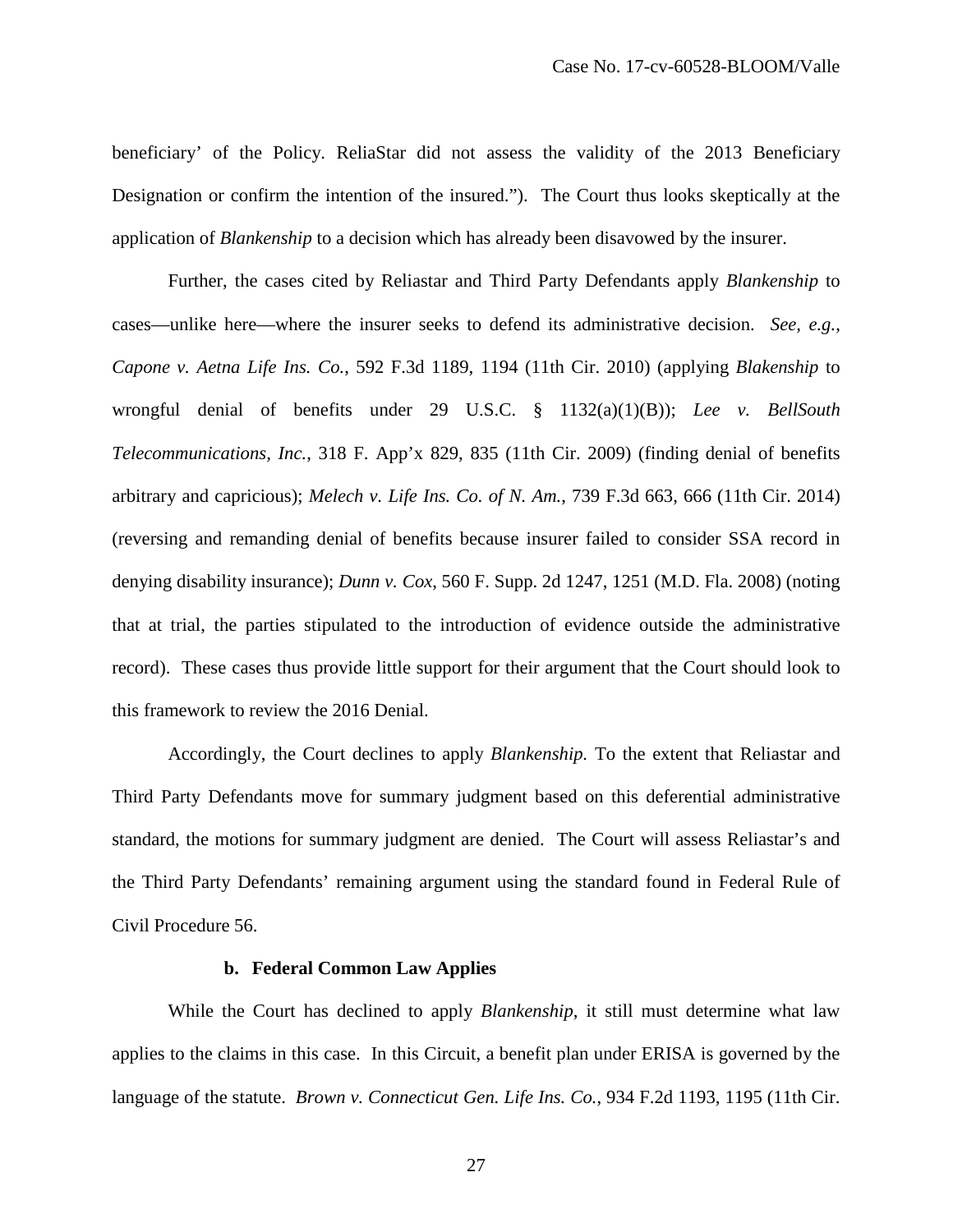beneficiary' of the Policy. ReliaStar did not assess the validity of the 2013 Beneficiary Designation or confirm the intention of the insured."). The Court thus looks skeptically at the application of *Blankenship* to a decision which has already been disavowed by the insurer.

Further, the cases cited by Reliastar and Third Party Defendants apply *Blankenship* to cases—unlike here—where the insurer seeks to defend its administrative decision. *See, e.g.*, *Capone v. Aetna Life Ins. Co.*, 592 F.3d 1189, 1194 (11th Cir. 2010) (applying *Blakenship* to wrongful denial of benefits under 29 U.S.C. § 1132(a)(1)(B)); *Lee v. BellSouth Telecommunications, Inc.*, 318 F. App'x 829, 835 (11th Cir. 2009) (finding denial of benefits arbitrary and capricious); *Melech v. Life Ins. Co. of N. Am.*, 739 F.3d 663, 666 (11th Cir. 2014) (reversing and remanding denial of benefits because insurer failed to consider SSA record in denying disability insurance); *Dunn v. Cox*, 560 F. Supp. 2d 1247, 1251 (M.D. Fla. 2008) (noting that at trial, the parties stipulated to the introduction of evidence outside the administrative record). These cases thus provide little support for their argument that the Court should look to this framework to review the 2016 Denial.

Accordingly, the Court declines to apply *Blankenship.* To the extent that Reliastar and Third Party Defendants move for summary judgment based on this deferential administrative standard, the motions for summary judgment are denied. The Court will assess Reliastar's and the Third Party Defendants' remaining argument using the standard found in Federal Rule of Civil Procedure 56.

**b. Federal Common Law Applies**

While the Court has declined to apply *Blankenship*, it still must determine what law applies to the claims in this case. In this Circuit, a benefit plan under ERISA is governed by the language of the statute. *Brown v. Connecticut Gen. Life Ins. Co.*, 934 F.2d 1193, 1195 (11th Cir.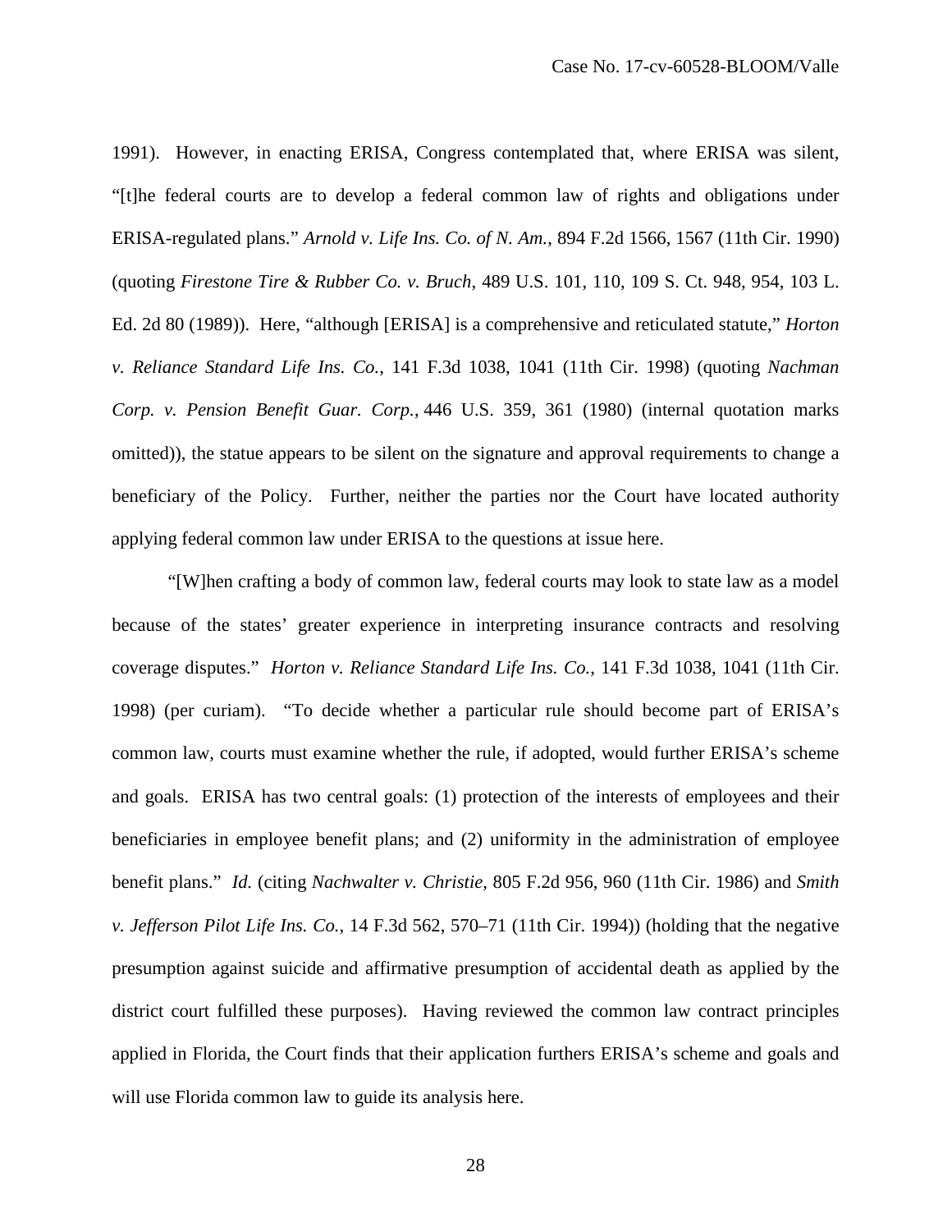1991). However, in enacting ERISA, Congress contemplated that, where ERISA was silent, "[t]he federal courts are to develop a federal common law of rights and obligations under ERISA-regulated plans." *Arnold v. Life Ins. Co. of N. Am.*, 894 F.2d 1566, 1567 (11th Cir. 1990) (quoting *Firestone Tire & Rubber Co. v. Bruch*, 489 U.S. 101, 110, 109 S. Ct. 948, 954, 103 L. Ed. 2d 80 (1989)). Here, "although [ERISA] is a comprehensive and reticulated statute," *Horton v. Reliance Standard Life Ins. Co.*, 141 F.3d 1038, 1041 (11th Cir. 1998) (quoting *Nachman Corp. v. Pension Benefit Guar. Corp.*, 446 U.S. 359, 361 (1980) (internal quotation marks omitted)), the statue appears to be silent on the signature and approval requirements to change a beneficiary of the Policy. Further, neither the parties nor the Court have located authority applying federal common law under ERISA to the questions at issue here.

"[W]hen crafting a body of common law, federal courts may look to state law as a model because of the states' greater experience in interpreting insurance contracts and resolving coverage disputes." *Horton v. Reliance Standard Life Ins. Co.*, 141 F.3d 1038, 1041 (11th Cir. 1998) (per curiam). "To decide whether a particular rule should become part of ERISA's common law, courts must examine whether the rule, if adopted, would further ERISA's scheme and goals. ERISA has two central goals: (1) protection of the interests of employees and their beneficiaries in employee benefit plans; and (2) uniformity in the administration of employee benefit plans." *Id.* (citing *Nachwalter v. Christie*, 805 F.2d 956, 960 (11th Cir. 1986) and *Smith v. Jefferson Pilot Life Ins. Co.*, 14 F.3d 562, 570–71 (11th Cir. 1994)) (holding that the negative presumption against suicide and affirmative presumption of accidental death as applied by the district court fulfilled these purposes). Having reviewed the common law contract principles applied in Florida, the Court finds that their application furthers ERISA's scheme and goals and will use Florida common law to guide its analysis here.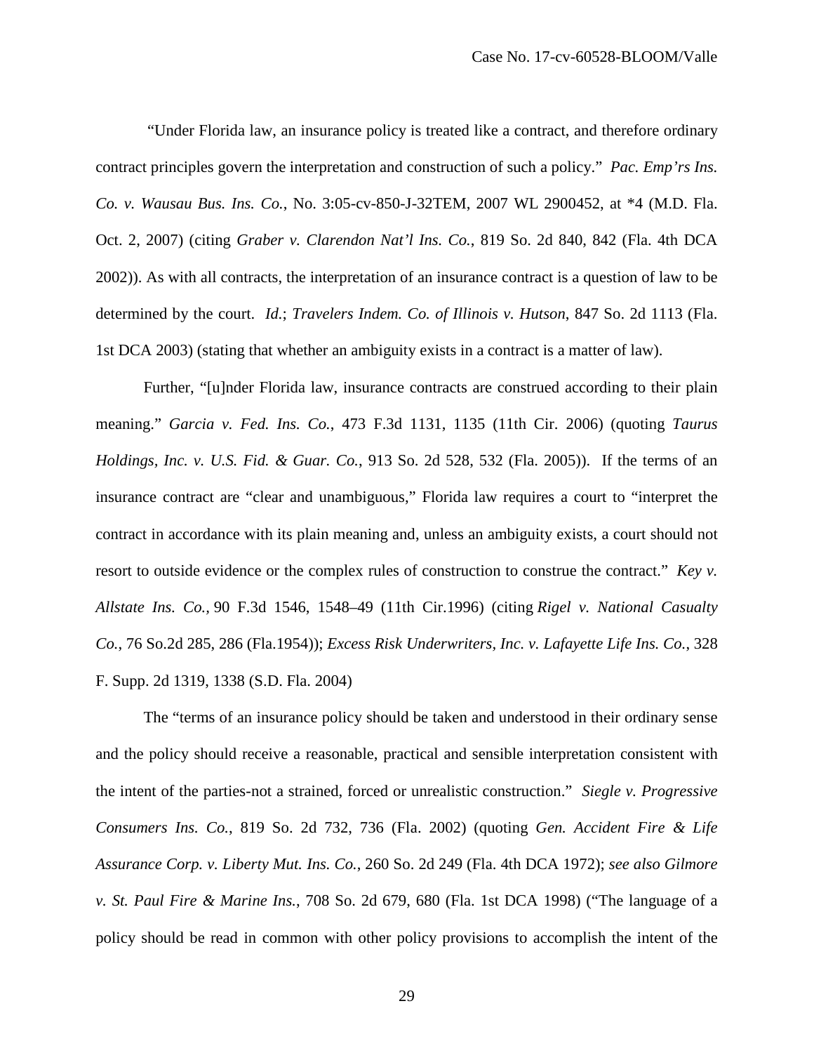"Under Florida law, an insurance policy is treated like a contract, and therefore ordinary contract principles govern the interpretation and construction of such a policy." *Pac. Emp'rs Ins. Co. v. Wausau Bus. Ins. Co.*, No. 3:05-cv-850-J-32TEM, 2007 WL 2900452, at *4 (M.D. Fla. Oct. 2, 2007) (citing *Graber v. Clarendon Nat'l Ins. Co.*, 819 So. 2d 840, 842 (Fla. 4th DCA 2002)). As with all contracts, the interpretation of an insurance contract is a question of law to be determined by the court. *Id.*; *Travelers Indem. Co. of Illinois v. Hutson*, 847 So. 2d 1113 (Fla. 1st DCA 2003) (stating that whether an ambiguity exists in a contract is a matter of law).

Further, "[u]nder Florida law, insurance contracts are construed according to their plain meaning." *Garcia v. Fed. Ins. Co.*, 473 F.3d 1131, 1135 (11th Cir. 2006) (quoting *Taurus Holdings, Inc. v. U.S. Fid. & Guar. Co.*, 913 So. 2d 528, 532 (Fla. 2005)). If the terms of an insurance contract are "clear and unambiguous," Florida law requires a court to "interpret the contract in accordance with its plain meaning and, unless an ambiguity exists, a court should not resort to outside evidence or the complex rules of construction to construe the contract." *Key v. Allstate Ins. Co.*, 90 F.3d 1546, 1548–49 (11th Cir.1996) (citing *Rigel v. National Casualty Co.*, 76 So.2d 285, 286 (Fla.1954)); *Excess Risk Underwriters, Inc. v. Lafayette Life Ins. Co.*, 328 F. Supp. 2d 1319, 1338 (S.D. Fla. 2004)

The "terms of an insurance policy should be taken and understood in their ordinary sense and the policy should receive a reasonable, practical and sensible interpretation consistent with the intent of the parties-not a strained, forced or unrealistic construction." *Siegle v. Progressive Consumers Ins. Co.*, 819 So. 2d 732, 736 (Fla. 2002) (quoting *Gen. Accident Fire & Life Assurance Corp. v. Liberty Mut. Ins. Co.*, 260 So. 2d 249 (Fla. 4th DCA 1972); *see also Gilmore v. St. Paul Fire & Marine Ins.*, 708 So. 2d 679, 680 (Fla. 1st DCA 1998) ("The language of a policy should be read in common with other policy provisions to accomplish the intent of the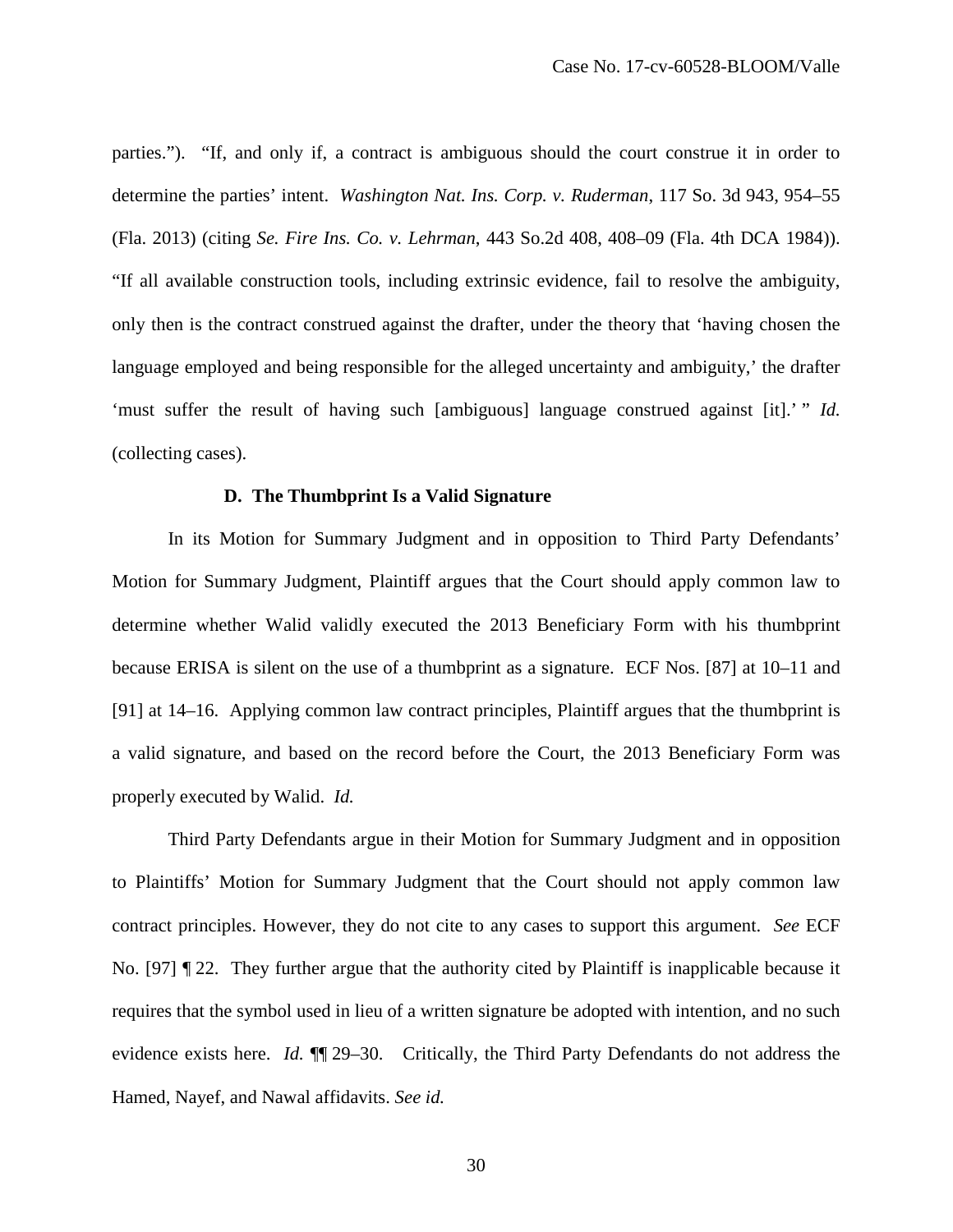parties."). "If, and only if, a contract is ambiguous should the court construe it in order to determine the parties' intent. *Washington Nat. Ins. Corp. v. Ruderman*, 117 So. 3d 943, 954–55 (Fla. 2013) (citing *Se. Fire Ins. Co. v. Lehrman*, 443 So.2d 408, 408–09 (Fla. 4th DCA 1984)). "If all available construction tools, including extrinsic evidence, fail to resolve the ambiguity, only then is the contract construed against the drafter, under the theory that 'having chosen the language employed and being responsible for the alleged uncertainty and ambiguity,' the drafter 'must suffer the result of having such [ambiguous] language construed against [it].' " *Id.* (collecting cases).

### D. The Thumbprint Is a Valid Signature

In its Motion for Summary Judgment and in opposition to Third Party Defendants' Motion for Summary Judgment, Plaintiff argues that the Court should apply common law to determine whether Walid validly executed the 2013 Beneficiary Form with his thumbprint because ERISA is silent on the use of a thumbprint as a signature. ECF Nos. [87] at 10–11 and [91] at 14–16. Applying common law contract principles, Plaintiff argues that the thumbprint is a valid signature, and based on the record before the Court, the 2013 Beneficiary Form was properly executed by Walid. *Id.*

Third Party Defendants argue in their Motion for Summary Judgment and in opposition to Plaintiffs' Motion for Summary Judgment that the Court should not apply common law contract principles. However, they do not cite to any cases to support this argument. *See* ECF No. [97] ¶ 22. They further argue that the authority cited by Plaintiff is inapplicable because it requires that the symbol used in lieu of a written signature be adopted with intention, and no such evidence exists here. *Id.* ¶¶ 29–30. Critically, the Third Party Defendants do not address the Hamed, Nayef, and Nawal affidavits. *See id.*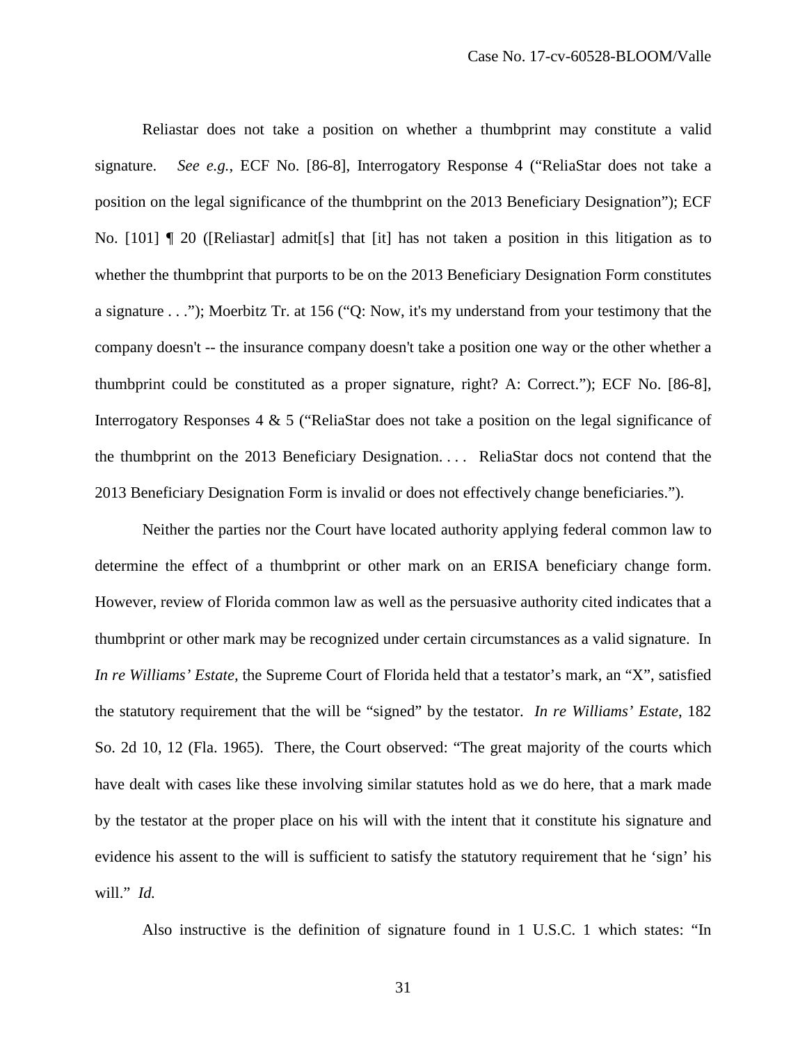Reliastar does not take a position on whether a thumbprint may constitute a valid signature. *See e.g.*, ECF No. [86-8], Interrogatory Response 4 ("ReliaStar does not take a position on the legal significance of the thumbprint on the 2013 Beneficiary Designation"); ECF No. [101] ¶ 20 ([Reliastar] admit[s] that [it] has not taken a position in this litigation as to whether the thumbprint that purports to be on the 2013 Beneficiary Designation Form constitutes a signature . . ."); Moerbitz Tr. at 156 ("Q: Now, it's my understand from your testimony that the company doesn't -- the insurance company doesn't take a position one way or the other whether a thumbprint could be constituted as a proper signature, right? A: Correct."); ECF No. [86-8], Interrogatory Responses 4 & 5 ("ReliaStar does not take a position on the legal significance of the thumbprint on the 2013 Beneficiary Designation. . . . ReliaStar docs not contend that the 2013 Beneficiary Designation Form is invalid or does not effectively change beneficiaries.").

Neither the parties nor the Court have located authority applying federal common law to determine the effect of a thumbprint or other mark on an ERISA beneficiary change form. However, review of Florida common law as well as the persuasive authority cited indicates that a thumbprint or other mark may be recognized under certain circumstances as a valid signature. In *In re Williams' Estate*, the Supreme Court of Florida held that a testator's mark, an "X", satisfied the statutory requirement that the will be "signed" by the testator. *In re Williams' Estate*, 182 So. 2d 10, 12 (Fla. 1965). There, the Court observed: "The great majority of the courts which have dealt with cases like these involving similar statutes hold as we do here, that a mark made by the testator at the proper place on his will with the intent that it constitute his signature and evidence his assent to the will is sufficient to satisfy the statutory requirement that he 'sign' his will." *Id.*

Also instructive is the definition of signature found in 1 U.S.C. 1 which states: "In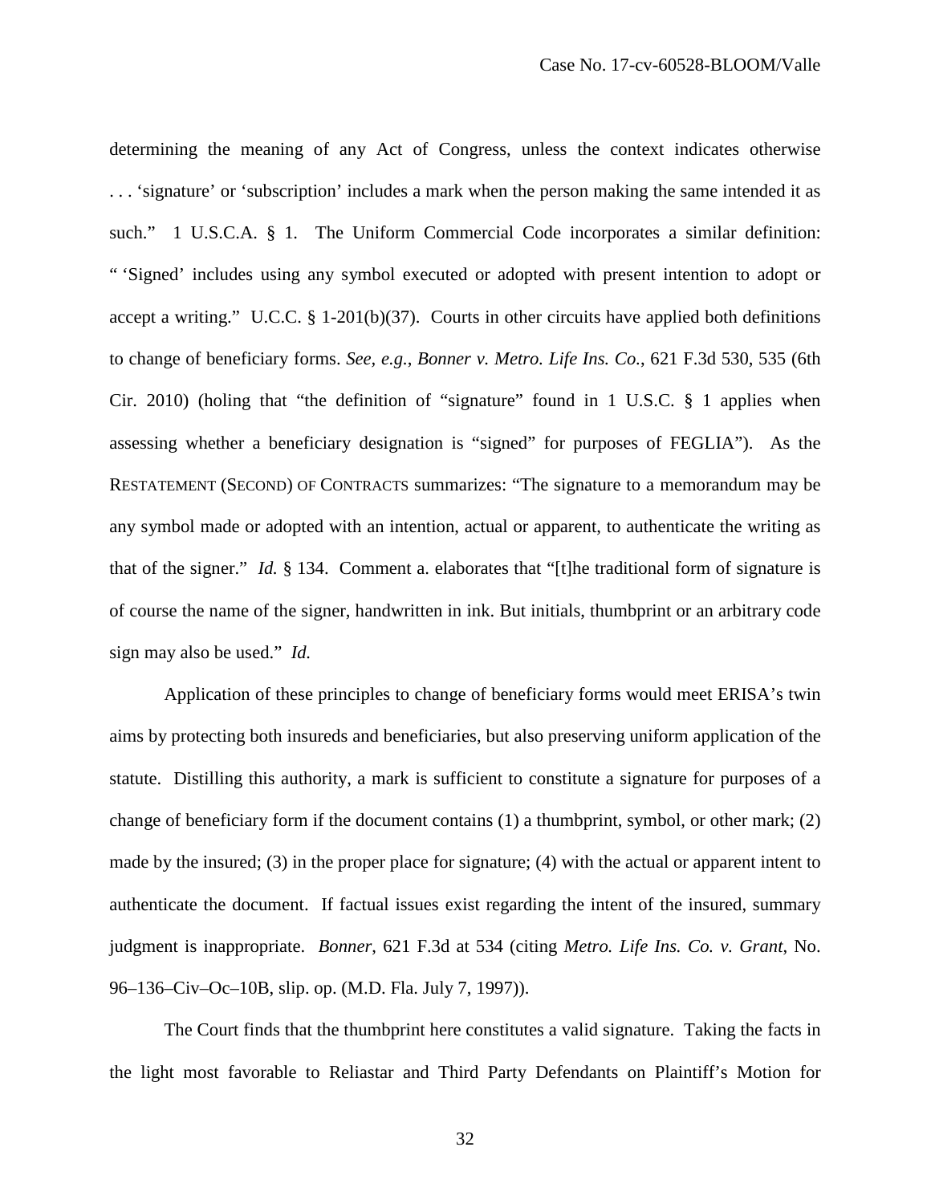determining the meaning of any Act of Congress, unless the context indicates otherwise . . . 'signature' or 'subscription' includes a mark when the person making the same intended it as such." 1 U.S.C.A. § 1. The Uniform Commercial Code incorporates a similar definition: " 'Signed' includes using any symbol executed or adopted with present intention to adopt or accept a writing." U.C.C. § 1-201(b)(37). Courts in other circuits have applied both definitions to change of beneficiary forms. *See, e.g.*, *Bonner v. Metro. Life Ins. Co.*, 621 F.3d 530, 535 (6th Cir. 2010) (holing that "the definition of "signature" found in 1 U.S.C. § 1 applies when assessing whether a beneficiary designation is "signed" for purposes of FEGLIA"). As the RESTATEMENT (SECOND) OF CONTRACTS summarizes: "The signature to a memorandum may be any symbol made or adopted with an intention, actual or apparent, to authenticate the writing as that of the signer." *Id.* § 134. Comment a. elaborates that "[t]he traditional form of signature is of course the name of the signer, handwritten in ink. But initials, thumbprint or an arbitrary code sign may also be used." *Id.*

Application of these principles to change of beneficiary forms would meet ERISA's twin aims by protecting both insureds and beneficiaries, but also preserving uniform application of the statute. Distilling this authority, a mark is sufficient to constitute a signature for purposes of a change of beneficiary form if the document contains (1) a thumbprint, symbol, or other mark; (2) made by the insured; (3) in the proper place for signature; (4) with the actual or apparent intent to authenticate the document. If factual issues exist regarding the intent of the insured, summary judgment is inappropriate. *Bonner*, 621 F.3d at 534 (citing *Metro. Life Ins. Co. v. Grant*, No. 96–136–Civ–Oc–10B, slip. op. (M.D. Fla. July 7, 1997)).

The Court finds that the thumbprint here constitutes a valid signature. Taking the facts in the light most favorable to Reliastar and Third Party Defendants on Plaintiff's Motion for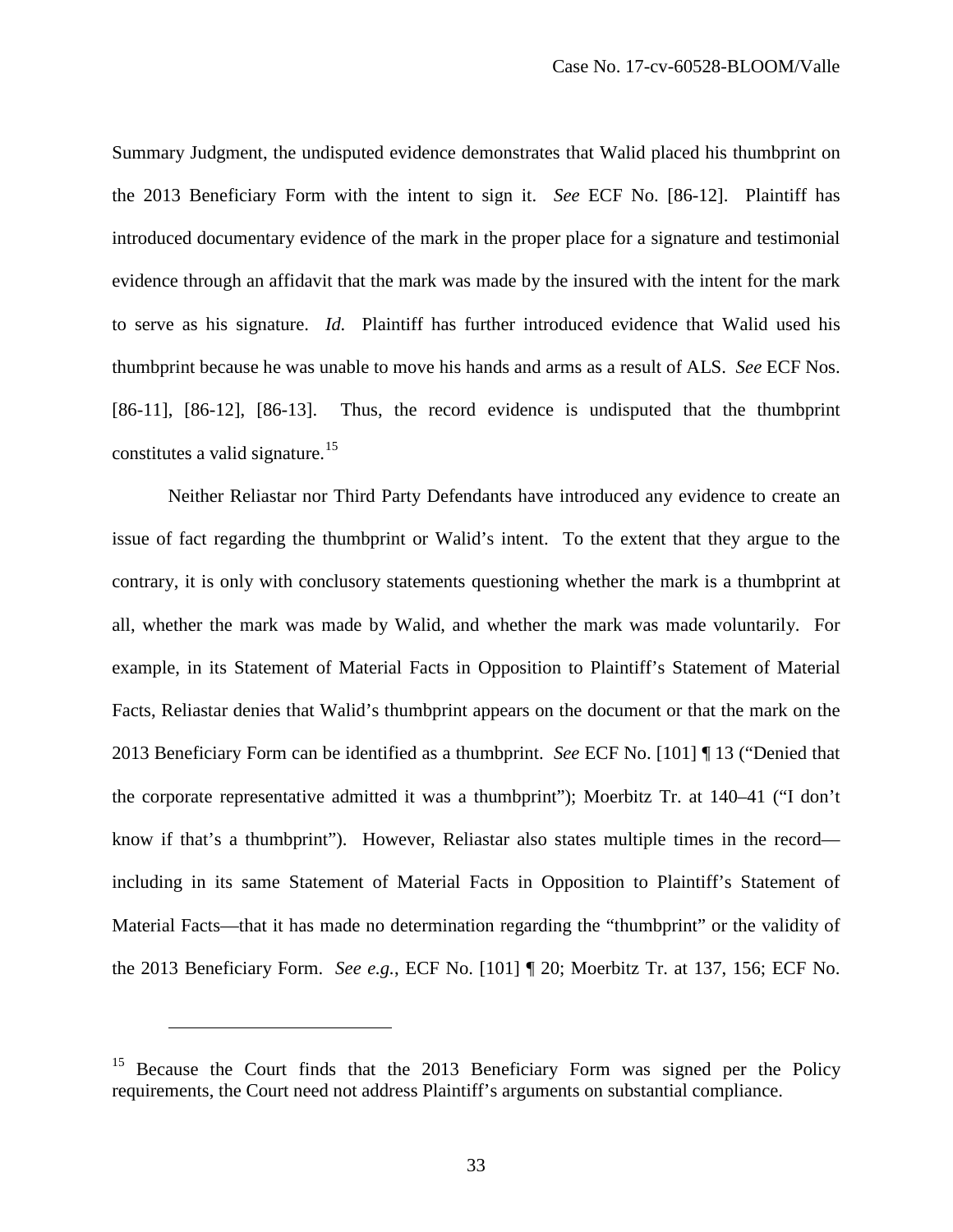Summary Judgment, the undisputed evidence demonstrates that Walid placed his thumbprint on the 2013 Beneficiary Form with the intent to sign it. *See* ECF No. [86-12]. Plaintiff has introduced documentary evidence of the mark in the proper place for a signature and testimonial evidence through an affidavit that the mark was made by the insured with the intent for the mark to serve as his signature. *Id.* Plaintiff has further introduced evidence that Walid used his thumbprint because he was unable to move his hands and arms as a result of ALS. *See* ECF Nos. [86-11], [86-12], [86-13]. Thus, the record evidence is undisputed that the thumbprint constitutes a valid signature.[15]

Neither Reliastar nor Third Party Defendants have introduced any evidence to create an issue of fact regarding the thumbprint or Walid's intent. To the extent that they argue to the contrary, it is only with conclusory statements questioning whether the mark is a thumbprint at all, whether the mark was made by Walid, and whether the mark was made voluntarily. For example, in its Statement of Material Facts in Opposition to Plaintiff's Statement of Material Facts, Reliastar denies that Walid's thumbprint appears on the document or that the mark on the 2013 Beneficiary Form can be identified as a thumbprint. *See* ECF No. [101] ¶ 13 ("Denied that the corporate representative admitted it was a thumbprint"); Moerbitz Tr. at 140–41 ("I don't know if that's a thumbprint"). However, Reliastar also states multiple times in the record—including in its same Statement of Material Facts in Opposition to Plaintiff's Statement of Material Facts—that it has made no determination regarding the "thumbprint" or the validity of the 2013 Beneficiary Form. *See e.g.*, ECF No. [101] ¶ 20; Moerbitz Tr. at 137, 156; ECF No.

---

[15] Because the Court finds that the 2013 Beneficiary Form was signed per the Policy requirements, the Court need not address Plaintiff's arguments on substantial compliance.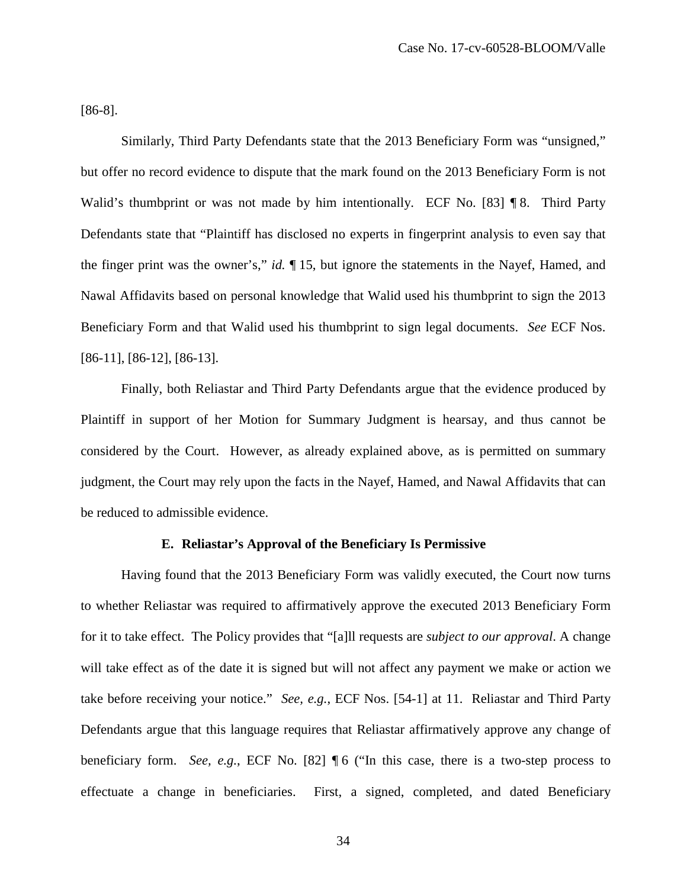[86-8].

Similarly, Third Party Defendants state that the 2013 Beneficiary Form was "unsigned," but offer no record evidence to dispute that the mark found on the 2013 Beneficiary Form is not Walid's thumbprint or was not made by him intentionally. ECF No. [83] ¶ 8. Third Party Defendants state that "Plaintiff has disclosed no experts in fingerprint analysis to even say that the finger print was the owner's," *id.* ¶ 15, but ignore the statements in the Nayef, Hamed, and Nawal Affidavits based on personal knowledge that Walid used his thumbprint to sign the 2013 Beneficiary Form and that Walid used his thumbprint to sign legal documents. *See* ECF Nos. [86-11], [86-12], [86-13].

Finally, both Reliastar and Third Party Defendants argue that the evidence produced by Plaintiff in support of her Motion for Summary Judgment is hearsay, and thus cannot be considered by the Court. However, as already explained above, as is permitted on summary judgment, the Court may rely upon the facts in the Nayef, Hamed, and Nawal Affidavits that can be reduced to admissible evidence.

### E. Reliastar's Approval of the Beneficiary Is Permissive

Having found that the 2013 Beneficiary Form was validly executed, the Court now turns to whether Reliastar was required to affirmatively approve the executed 2013 Beneficiary Form for it to take effect. The Policy provides that "[a]ll requests are *subject to our approval*. A change will take effect as of the date it is signed but will not affect any payment we make or action we take before receiving your notice." *See, e.g.*, ECF Nos. [54-1] at 11. Reliastar and Third Party Defendants argue that this language requires that Reliastar affirmatively approve any change of beneficiary form. *See, e.g.*, ECF No. [82] ¶ 6 ("In this case, there is a two-step process to effectuate a change in beneficiaries. First, a signed, completed, and dated Beneficiary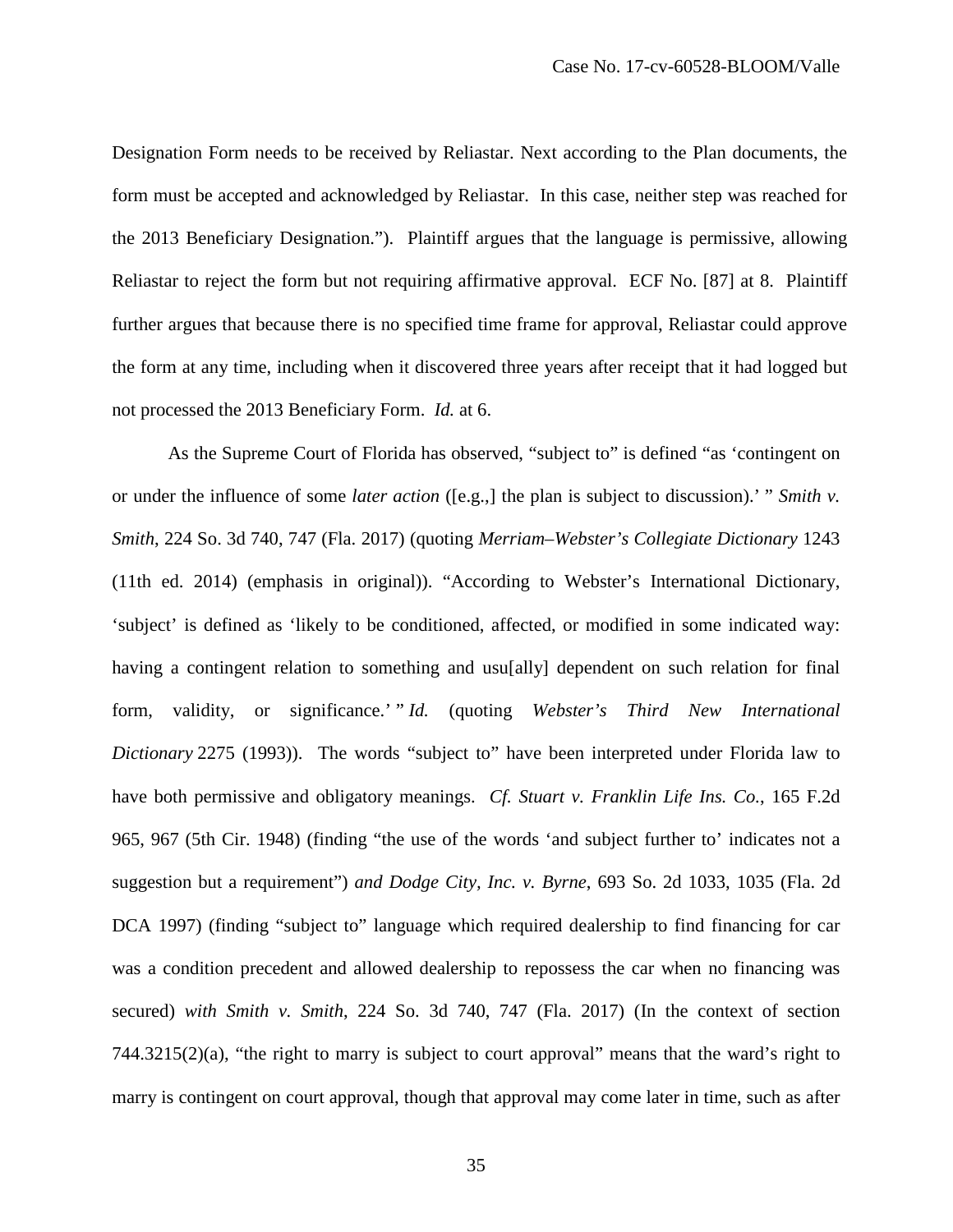Designation Form needs to be received by Reliastar. Next according to the Plan documents, the form must be accepted and acknowledged by Reliastar. In this case, neither step was reached for the 2013 Beneficiary Designation."). Plaintiff argues that the language is permissive, allowing Reliastar to reject the form but not requiring affirmative approval. ECF No. [87] at 8. Plaintiff further argues that because there is no specified time frame for approval, Reliastar could approve the form at any time, including when it discovered three years after receipt that it had logged but not processed the 2013 Beneficiary Form. *Id.* at 6.

As the Supreme Court of Florida has observed, "subject to" is defined "as 'contingent on or under the influence of some *later action* ([e.g.,] the plan is subject to discussion).' " *Smith v. Smith*, 224 So. 3d 740, 747 (Fla. 2017) (quoting *Merriam–Webster's Collegiate Dictionary* 1243 (11th ed. 2014) (emphasis in original)). "According to Webster's International Dictionary, 'subject' is defined as 'likely to be conditioned, affected, or modified in some indicated way: having a contingent relation to something and usu[ally] dependent on such relation for final form, validity, or significance.' " *Id.* (quoting *Webster's Third New International Dictionary* 2275 (1993)). The words "subject to" have been interpreted under Florida law to have both permissive and obligatory meanings. *Cf. Stuart v. Franklin Life Ins. Co.*, 165 F.2d 965, 967 (5th Cir. 1948) (finding "the use of the words 'and subject further to' indicates not a suggestion but a requirement") *and Dodge City, Inc. v. Byrne*, 693 So. 2d 1033, 1035 (Fla. 2d DCA 1997) (finding "subject to" language which required dealership to find financing for car was a condition precedent and allowed dealership to repossess the car when no financing was secured) *with Smith v. Smith*, 224 So. 3d 740, 747 (Fla. 2017) (In the context of section 744.3215(2)(a), "the right to marry is subject to court approval" means that the ward's right to marry is contingent on court approval, though that approval may come later in time, such as after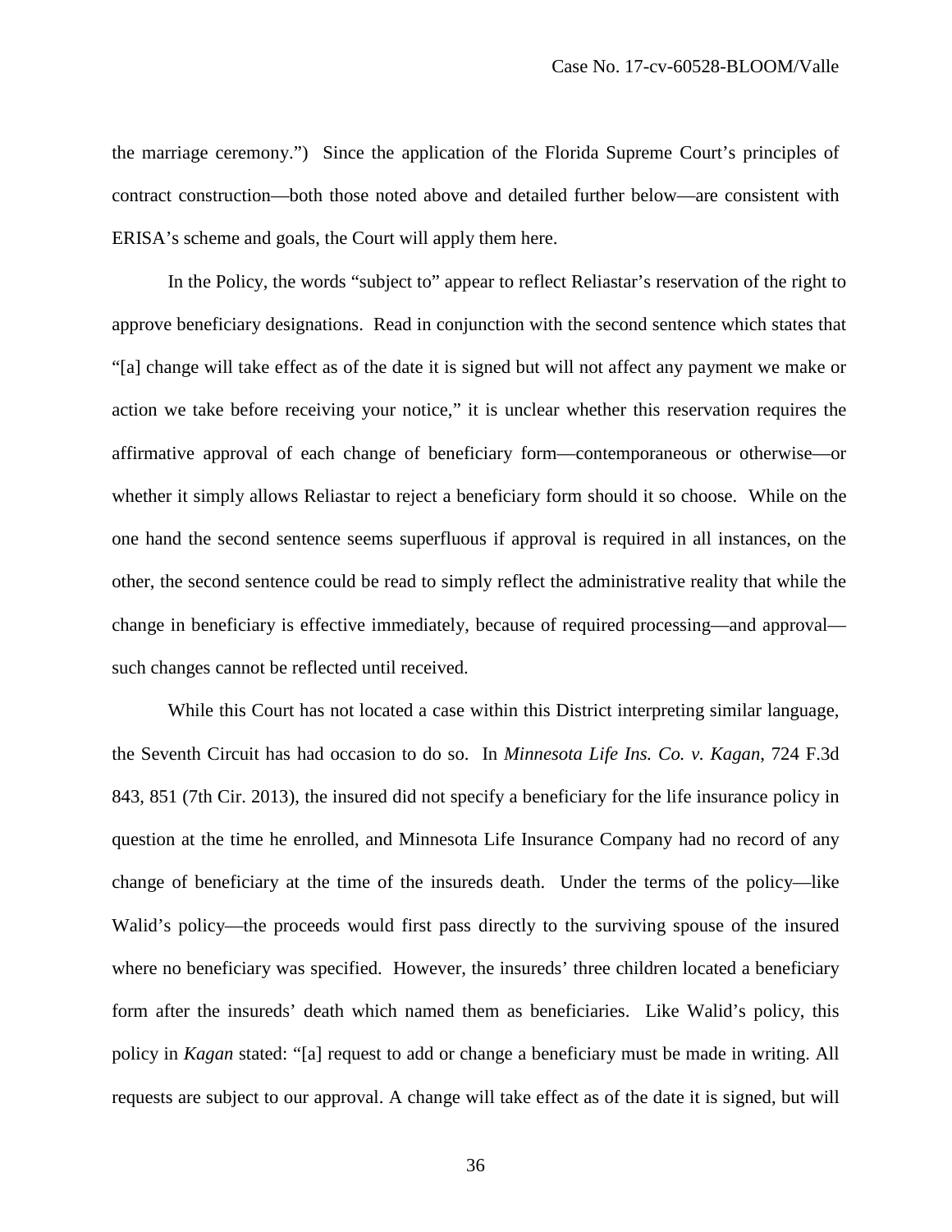the marriage ceremony.") Since the application of the Florida Supreme Court's principles of contract construction—both those noted above and detailed further below—are consistent with ERISA's scheme and goals, the Court will apply them here.

In the Policy, the words "subject to" appear to reflect Reliastar's reservation of the right to approve beneficiary designations. Read in conjunction with the second sentence which states that "[a] change will take effect as of the date it is signed but will not affect any payment we make or action we take before receiving your notice," it is unclear whether this reservation requires the affirmative approval of each change of beneficiary form—contemporaneous or otherwise—or whether it simply allows Reliastar to reject a beneficiary form should it so choose. While on the one hand the second sentence seems superfluous if approval is required in all instances, on the other, the second sentence could be read to simply reflect the administrative reality that while the change in beneficiary is effective immediately, because of required processing—and approval—such changes cannot be reflected until received.

While this Court has not located a case within this District interpreting similar language, the Seventh Circuit has had occasion to do so. In *Minnesota Life Ins. Co. v. Kagan*, 724 F.3d 843, 851 (7th Cir. 2013), the insured did not specify a beneficiary for the life insurance policy in question at the time he enrolled, and Minnesota Life Insurance Company had no record of any change of beneficiary at the time of the insureds death. Under the terms of the policy—like Walid's policy—the proceeds would first pass directly to the surviving spouse of the insured where no beneficiary was specified. However, the insureds' three children located a beneficiary form after the insureds' death which named them as beneficiaries. Like Walid's policy, this policy in *Kagan* stated: "[a] request to add or change a beneficiary must be made in writing. All requests are subject to our approval. A change will take effect as of the date it is signed, but will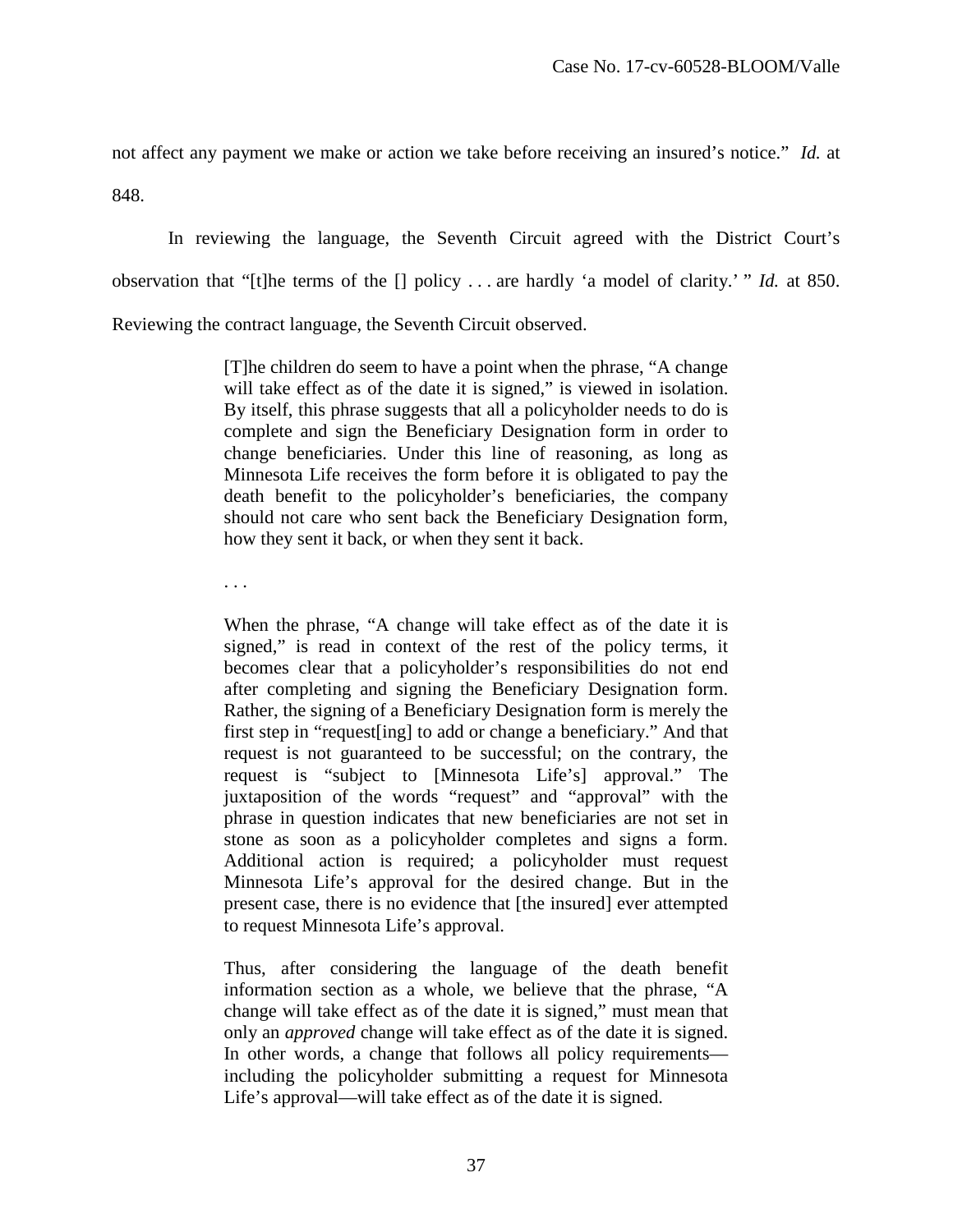not affect any payment we make or action we take before receiving an insured's notice." *Id.* at 848.

In reviewing the language, the Seventh Circuit agreed with the District Court's observation that "[t]he terms of the [] policy . . . are hardly 'a model of clarity.' " *Id.* at 850. Reviewing the contract language, the Seventh Circuit observed.

> [T]he children do seem to have a point when the phrase, "A change will take effect as of the date it is signed," is viewed in isolation. By itself, this phrase suggests that all a policyholder needs to do is complete and sign the Beneficiary Designation form in order to change beneficiaries. Under this line of reasoning, as long as Minnesota Life receives the form before it is obligated to pay the death benefit to the policyholder's beneficiaries, the company should not care who sent back the Beneficiary Designation form, how they sent it back, or when they sent it back.
>
> . . .
>
> When the phrase, "A change will take effect as of the date it is signed," is read in context of the rest of the policy terms, it becomes clear that a policyholder's responsibilities do not end after completing and signing the Beneficiary Designation form. Rather, the signing of a Beneficiary Designation form is merely the first step in "request[ing] to add or change a beneficiary." And that request is not guaranteed to be successful; on the contrary, the request is "subject to [Minnesota Life's] approval." The juxtaposition of the words "request" and "approval" with the phrase in question indicates that new beneficiaries are not set in stone as soon as a policyholder completes and signs a form. Additional action is required; a policyholder must request Minnesota Life's approval for the desired change. But in the present case, there is no evidence that [the insured] ever attempted to request Minnesota Life's approval.
>
> Thus, after considering the language of the death benefit information section as a whole, we believe that the phrase, "A change will take effect as of the date it is signed," must mean that only an *approved* change will take effect as of the date it is signed. In other words, a change that follows all policy requirements—including the policyholder submitting a request for Minnesota Life's approval—will take effect as of the date it is signed.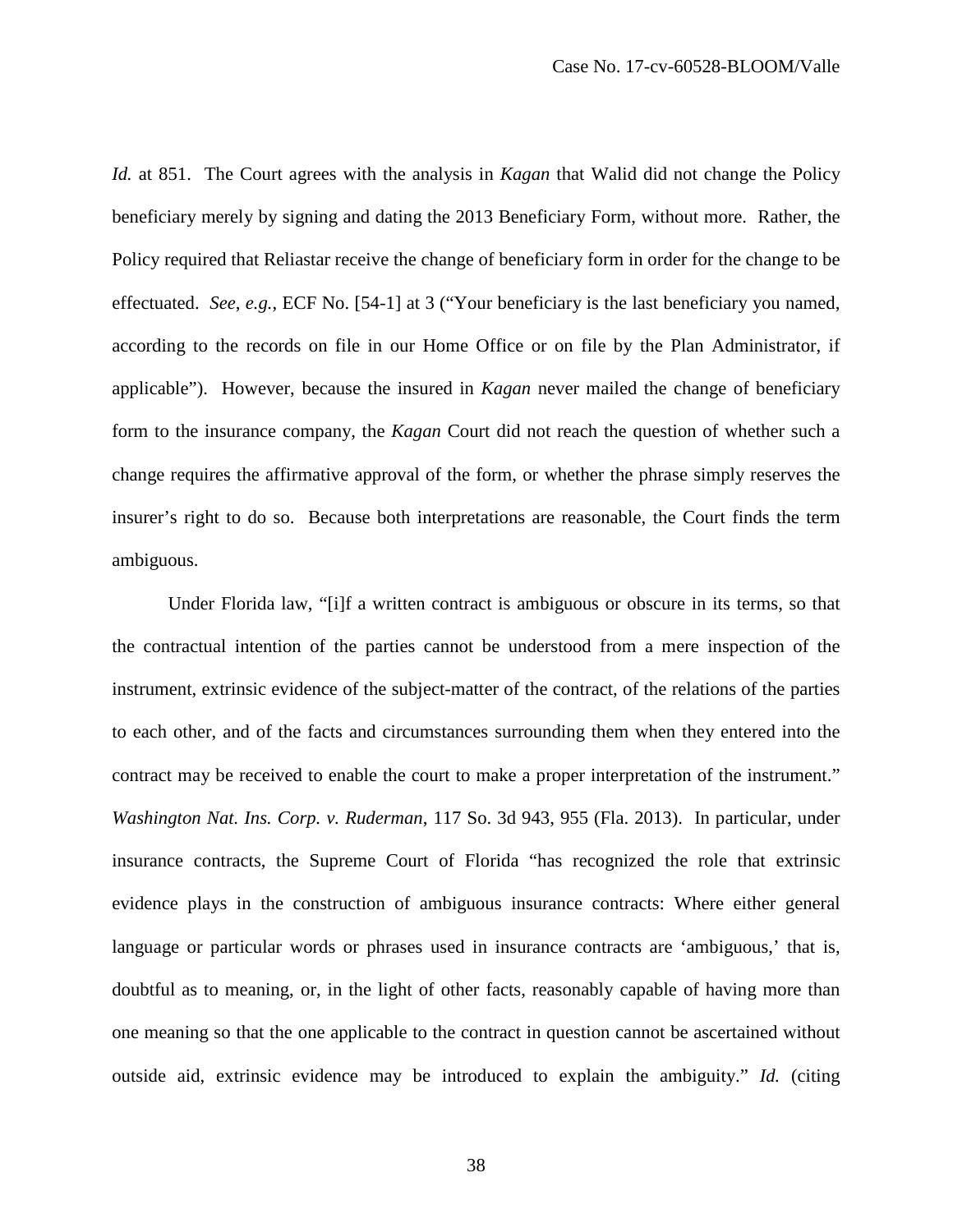*Id.* at 851. The Court agrees with the analysis in *Kagan* that Walid did not change the Policy beneficiary merely by signing and dating the 2013 Beneficiary Form, without more. Rather, the Policy required that Reliastar receive the change of beneficiary form in order for the change to be effectuated. *See*, *e.g.*, ECF No. [54-1] at 3 ("Your beneficiary is the last beneficiary you named, according to the records on file in our Home Office or on file by the Plan Administrator, if applicable"). However, because the insured in *Kagan* never mailed the change of beneficiary form to the insurance company, the *Kagan* Court did not reach the question of whether such a change requires the affirmative approval of the form, or whether the phrase simply reserves the insurer's right to do so. Because both interpretations are reasonable, the Court finds the term ambiguous.

Under Florida law, "[i]f a written contract is ambiguous or obscure in its terms, so that the contractual intention of the parties cannot be understood from a mere inspection of the instrument, extrinsic evidence of the subject-matter of the contract, of the relations of the parties to each other, and of the facts and circumstances surrounding them when they entered into the contract may be received to enable the court to make a proper interpretation of the instrument." *Washington Nat. Ins. Corp. v. Ruderman*, 117 So. 3d 943, 955 (Fla. 2013). In particular, under insurance contracts, the Supreme Court of Florida "has recognized the role that extrinsic evidence plays in the construction of ambiguous insurance contracts: Where either general language or particular words or phrases used in insurance contracts are 'ambiguous,' that is, doubtful as to meaning, or, in the light of other facts, reasonably capable of having more than one meaning so that the one applicable to the contract in question cannot be ascertained without outside aid, extrinsic evidence may be introduced to explain the ambiguity." *Id.* (citing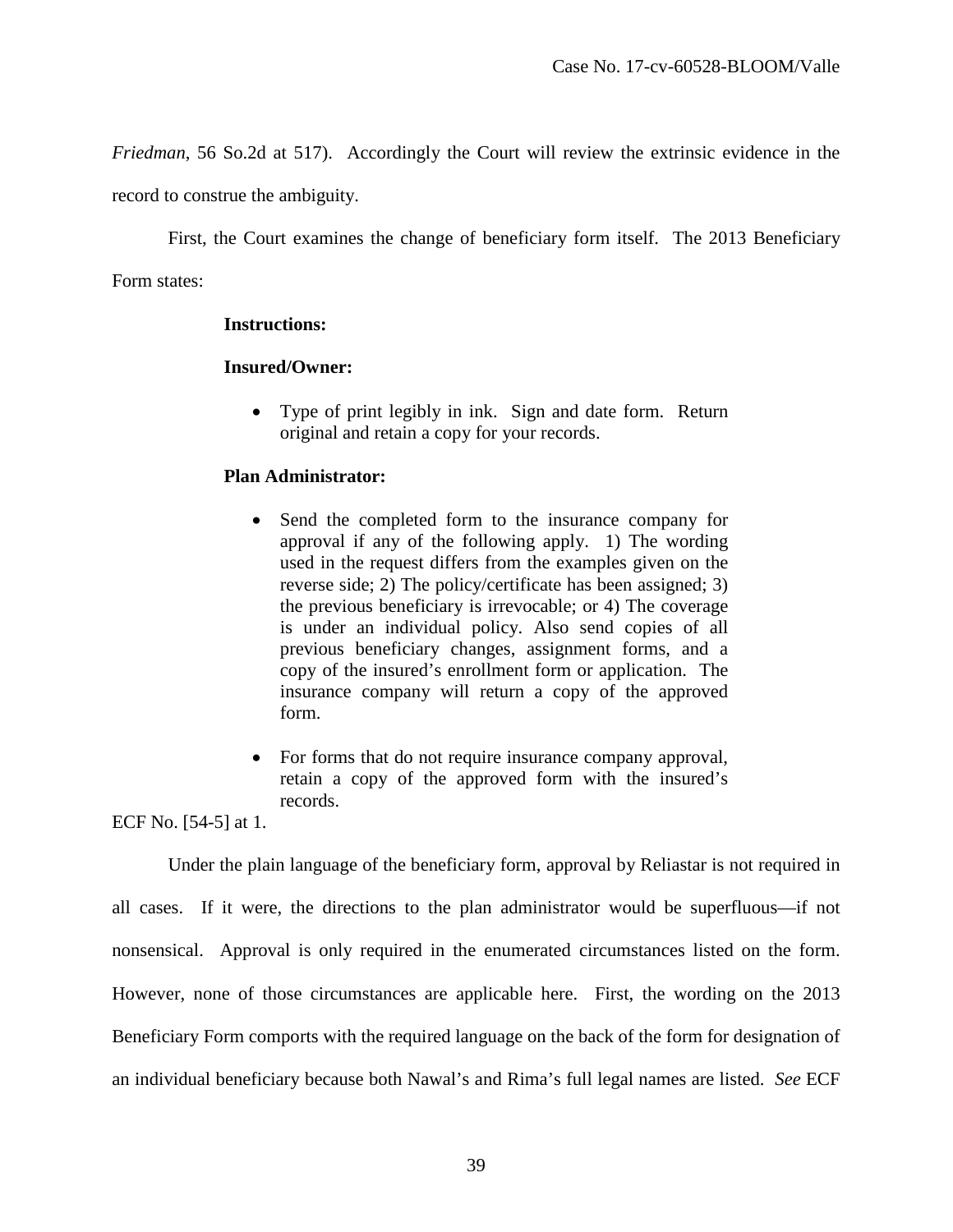*Friedman*, 56 So.2d at 517). Accordingly the Court will review the extrinsic evidence in the record to construe the ambiguity.

First, the Court examines the change of beneficiary form itself. The 2013 Beneficiary Form states:

> **Instructions:**
>
> **Insured/Owner:**
>
> - Type of print legibly in ink. Sign and date form. Return original and retain a copy for your records.
>
> **Plan Administrator:**
>
> - Send the completed form to the insurance company for approval if any of the following apply. 1) The wording used in the request differs from the examples given on the reverse side; 2) The policy/certificate has been assigned; 3) the previous beneficiary is irrevocable; or 4) The coverage is under an individual policy. Also send copies of all previous beneficiary changes, assignment forms, and a copy of the insured's enrollment form or application. The insurance company will return a copy of the approved form.
> - For forms that do not require insurance company approval, retain a copy of the approved form with the insured's records.

ECF No. [54-5] at 1.

Under the plain language of the beneficiary form, approval by Reliastar is not required in all cases. If it were, the directions to the plan administrator would be superfluous—if not nonsensical. Approval is only required in the enumerated circumstances listed on the form. However, none of those circumstances are applicable here. First, the wording on the 2013 Beneficiary Form comports with the required language on the back of the form for designation of an individual beneficiary because both Nawal's and Rima's full legal names are listed. *See* ECF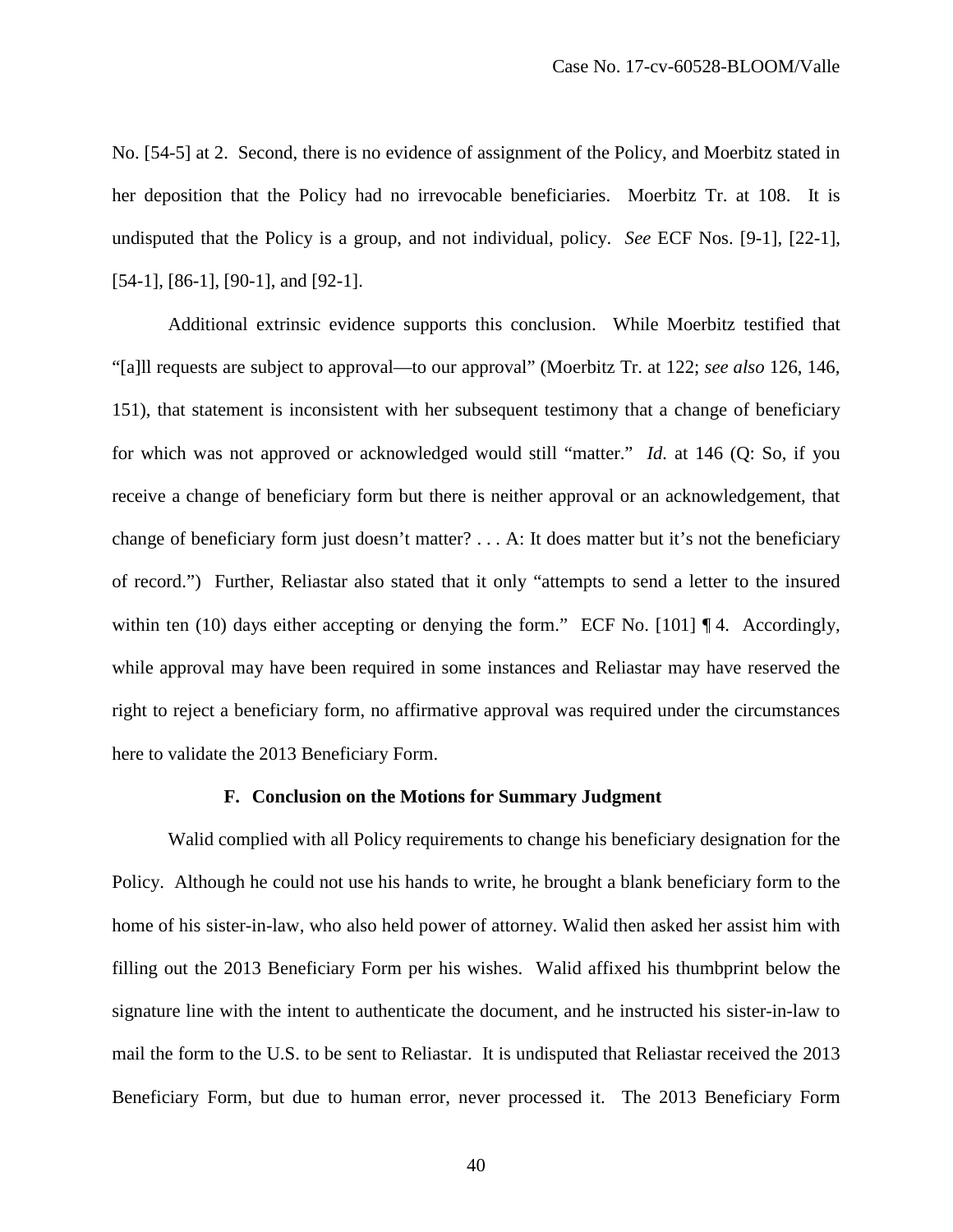No. [54-5] at 2. Second, there is no evidence of assignment of the Policy, and Moerbitz stated in her deposition that the Policy had no irrevocable beneficiaries. Moerbitz Tr. at 108. It is undisputed that the Policy is a group, and not individual, policy. *See* ECF Nos. [9-1], [22-1], [54-1], [86-1], [90-1], and [92-1].

Additional extrinsic evidence supports this conclusion. While Moerbitz testified that "[a]ll requests are subject to approval—to our approval" (Moerbitz Tr. at 122; *see also* 126, 146, 151), that statement is inconsistent with her subsequent testimony that a change of beneficiary for which was not approved or acknowledged would still "matter." *Id.* at 146 (Q: So, if you receive a change of beneficiary form but there is neither approval or an acknowledgement, that change of beneficiary form just doesn't matter? . . . A: It does matter but it's not the beneficiary of record.") Further, Reliastar also stated that it only "attempts to send a letter to the insured within ten (10) days either accepting or denying the form." ECF No. [101] ¶ 4. Accordingly, while approval may have been required in some instances and Reliastar may have reserved the right to reject a beneficiary form, no affirmative approval was required under the circumstances here to validate the 2013 Beneficiary Form.

### F. Conclusion on the Motions for Summary Judgment

Walid complied with all Policy requirements to change his beneficiary designation for the Policy. Although he could not use his hands to write, he brought a blank beneficiary form to the home of his sister-in-law, who also held power of attorney. Walid then asked her assist him with filling out the 2013 Beneficiary Form per his wishes. Walid affixed his thumbprint below the signature line with the intent to authenticate the document, and he instructed his sister-in-law to mail the form to the U.S. to be sent to Reliastar. It is undisputed that Reliastar received the 2013 Beneficiary Form, but due to human error, never processed it. The 2013 Beneficiary Form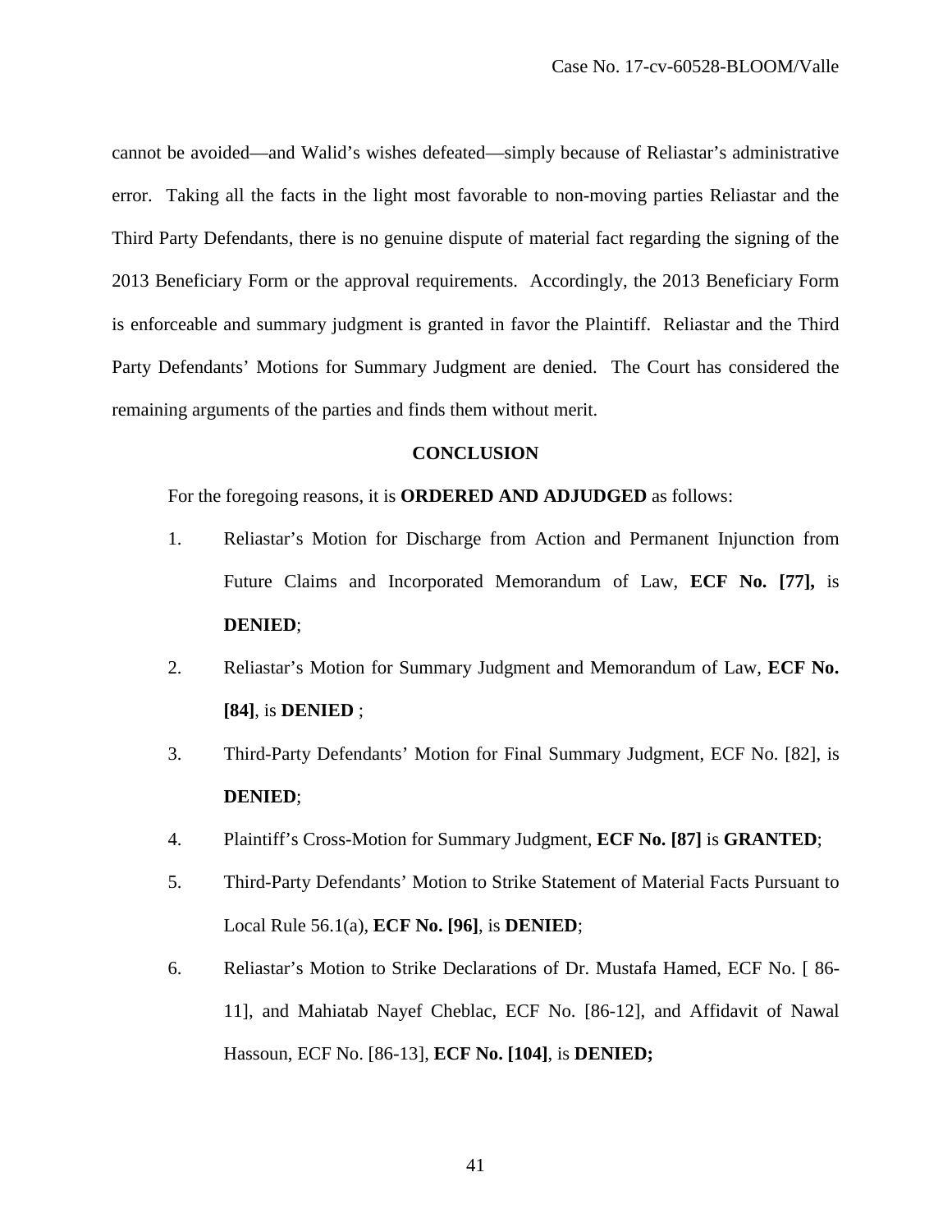cannot be avoided—and Walid's wishes defeated—simply because of Reliastar's administrative error. Taking all the facts in the light most favorable to non-moving parties Reliastar and the Third Party Defendants, there is no genuine dispute of material fact regarding the signing of the 2013 Beneficiary Form or the approval requirements. Accordingly, the 2013 Beneficiary Form is enforceable and summary judgment is granted in favor the Plaintiff. Reliastar and the Third Party Defendants' Motions for Summary Judgment are denied. The Court has considered the remaining arguments of the parties and finds them without merit.

## CONCLUSION

For the foregoing reasons, it is **ORDERED AND ADJUDGED** as follows:

1. Reliastar's Motion for Discharge from Action and Permanent Injunction from Future Claims and Incorporated Memorandum of Law, **ECF No. [77],** is **DENIED**;
2. Reliastar's Motion for Summary Judgment and Memorandum of Law, **ECF No. [84]**, is **DENIED** ;
3. Third-Party Defendants' Motion for Final Summary Judgment, ECF No. [82], is **DENIED**;
4. Plaintiff's Cross-Motion for Summary Judgment, **ECF No. [87]** is **GRANTED**;
5. Third-Party Defendants' Motion to Strike Statement of Material Facts Pursuant to Local Rule 56.1(a), **ECF No. [96]**, is **DENIED**;
6. Reliastar's Motion to Strike Declarations of Dr. Mustafa Hamed, ECF No. [ 86-11], and Mahiatab Nayef Cheblac, ECF No. [86-12], and Affidavit of Nawal Hassoun, ECF No. [86-13], **ECF No. [104]**, is **DENIED;**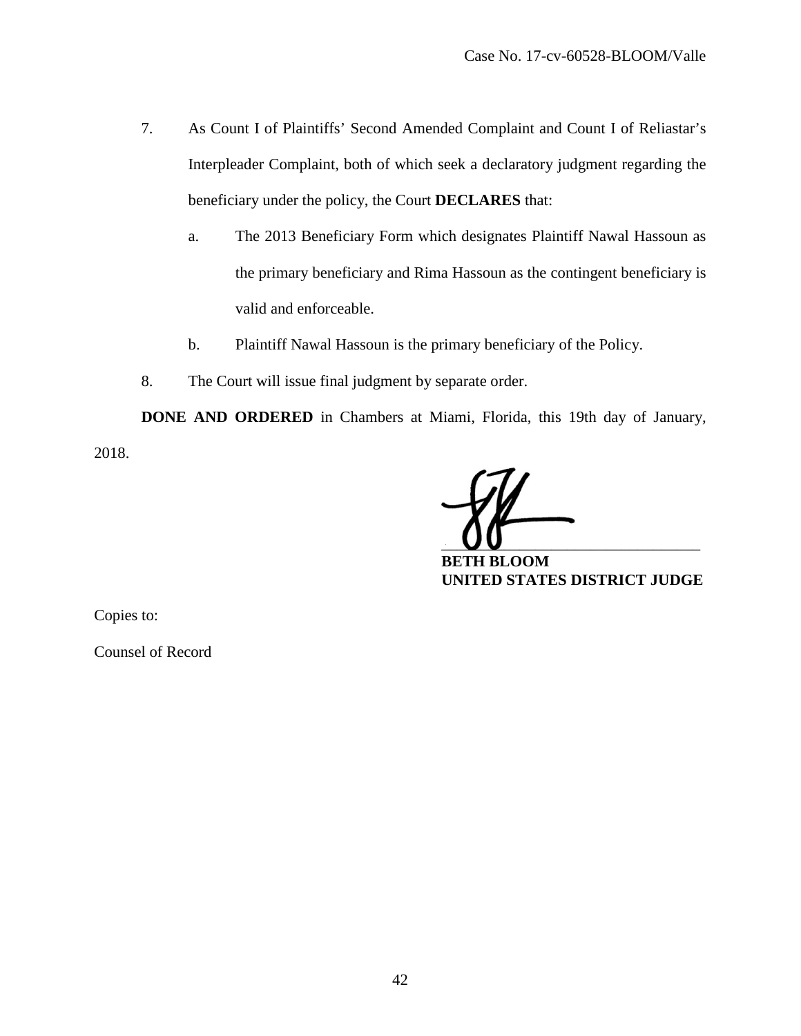7. As Count I of Plaintiffs' Second Amended Complaint and Count I of Reliastar's Interpleader Complaint, both of which seek a declaratory judgment regarding the beneficiary under the policy, the Court **DECLARES** that:

   a. The 2013 Beneficiary Form which designates Plaintiff Nawal Hassoun as the primary beneficiary and Rima Hassoun as the contingent beneficiary is valid and enforceable.

   b. Plaintiff Nawal Hassoun is the primary beneficiary of the Policy.

8. The Court will issue final judgment by separate order.

**DONE AND ORDERED** in Chambers at Miami, Florida, this 19th day of January, 2018.

**BETH BLOOM**
**UNITED STATES DISTRICT JUDGE**

Copies to:

Counsel of Record